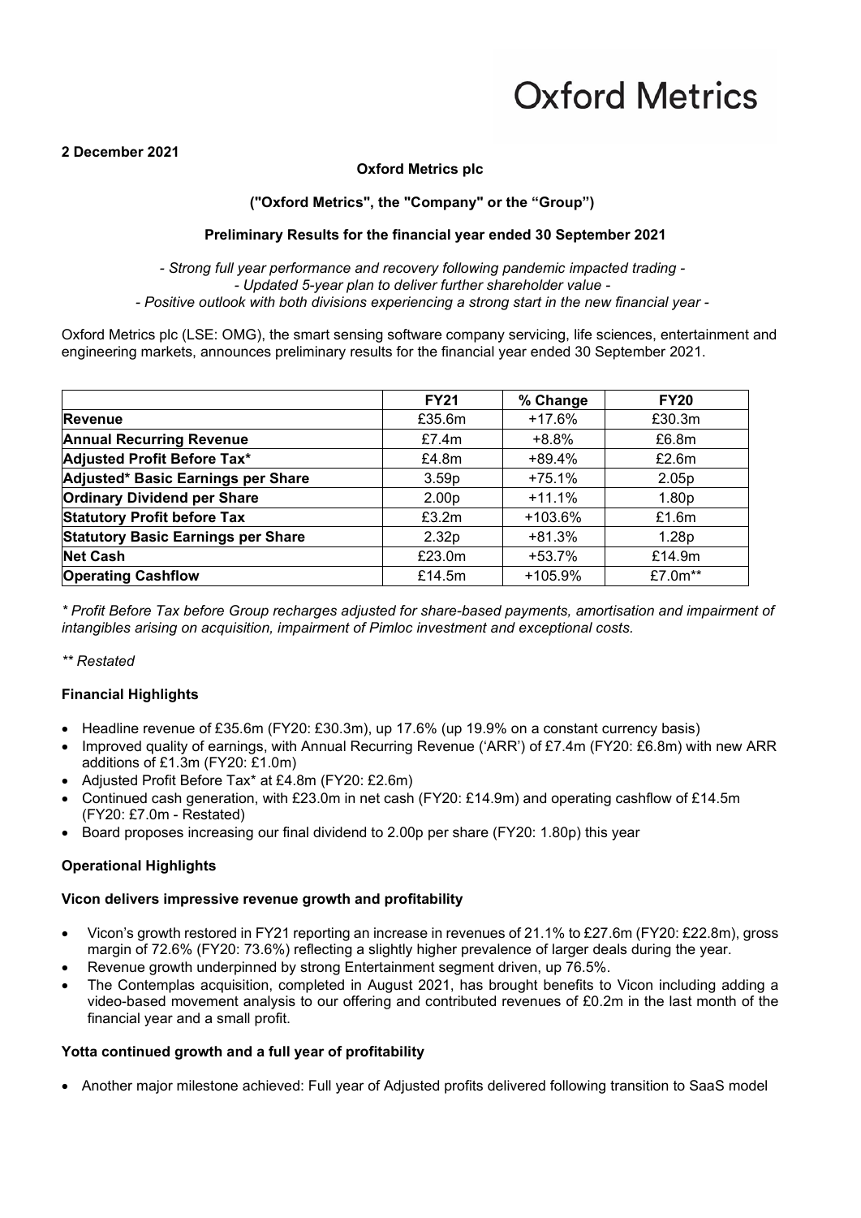Oxford Metrics

**2 December 2021**

**Oxford Metrics plc**

**("Oxford Metrics", the "Company" or the "Group")**

**Preliminary Results for the financial year ended 30 September 2021**

*- Strong full year performance and recovery following pandemic impacted trading -*
*- Updated 5-year plan to deliver further shareholder value -*
*- Positive outlook with both divisions experiencing a strong start in the new financial year -*

Oxford Metrics plc (LSE: OMG), the smart sensing software company servicing, life sciences, entertainment and engineering markets, announces preliminary results for the financial year ended 30 September 2021.

| | FY21 | % Change | FY20 |
|---|---|---|---|
| **Revenue** | £35.6m | +17.6% | £30.3m |
| **Annual Recurring Revenue** | £7.4m | +8.8% | £6.8m |
| **Adjusted Profit Before Tax*** | £4.8m | +89.4% | £2.6m |
| **Adjusted* Basic Earnings per Share** | 3.59p | +75.1% | 2.05p |
| **Ordinary Dividend per Share** | 2.00p | +11.1% | 1.80p |
| **Statutory Profit before Tax** | £3.2m | +103.6% | £1.6m |
| **Statutory Basic Earnings per Share** | 2.32p | +81.3% | 1.28p |
| **Net Cash** | £23.0m | +53.7% | £14.9m |
| **Operating Cashflow** | £14.5m | +105.9% | £7.0m** |

*\* Profit Before Tax before Group recharges adjusted for share-based payments, amortisation and impairment of intangibles arising on acquisition, impairment of Pimloc investment and exceptional costs.*

*\*\* Restated*

## Financial Highlights

- Headline revenue of £35.6m (FY20: £30.3m), up 17.6% (up 19.9% on a constant currency basis)
- Improved quality of earnings, with Annual Recurring Revenue ('ARR') of £7.4m (FY20: £6.8m) with new ARR additions of £1.3m (FY20: £1.0m)
- Adjusted Profit Before Tax* at £4.8m (FY20: £2.6m)
- Continued cash generation, with £23.0m in net cash (FY20: £14.9m) and operating cashflow of £14.5m (FY20: £7.0m - Restated)
- Board proposes increasing our final dividend to 2.00p per share (FY20: 1.80p) this year

## Operational Highlights

### Vicon delivers impressive revenue growth and profitability

- Vicon's growth restored in FY21 reporting an increase in revenues of 21.1% to £27.6m (FY20: £22.8m), gross margin of 72.6% (FY20: 73.6%) reflecting a slightly higher prevalence of larger deals during the year.
- Revenue growth underpinned by strong Entertainment segment driven, up 76.5%.
- The Contemplas acquisition, completed in August 2021, has brought benefits to Vicon including adding a video-based movement analysis to our offering and contributed revenues of £0.2m in the last month of the financial year and a small profit.

### Yotta continued growth and a full year of profitability

- Another major milestone achieved: Full year of Adjusted profits delivered following transition to SaaS model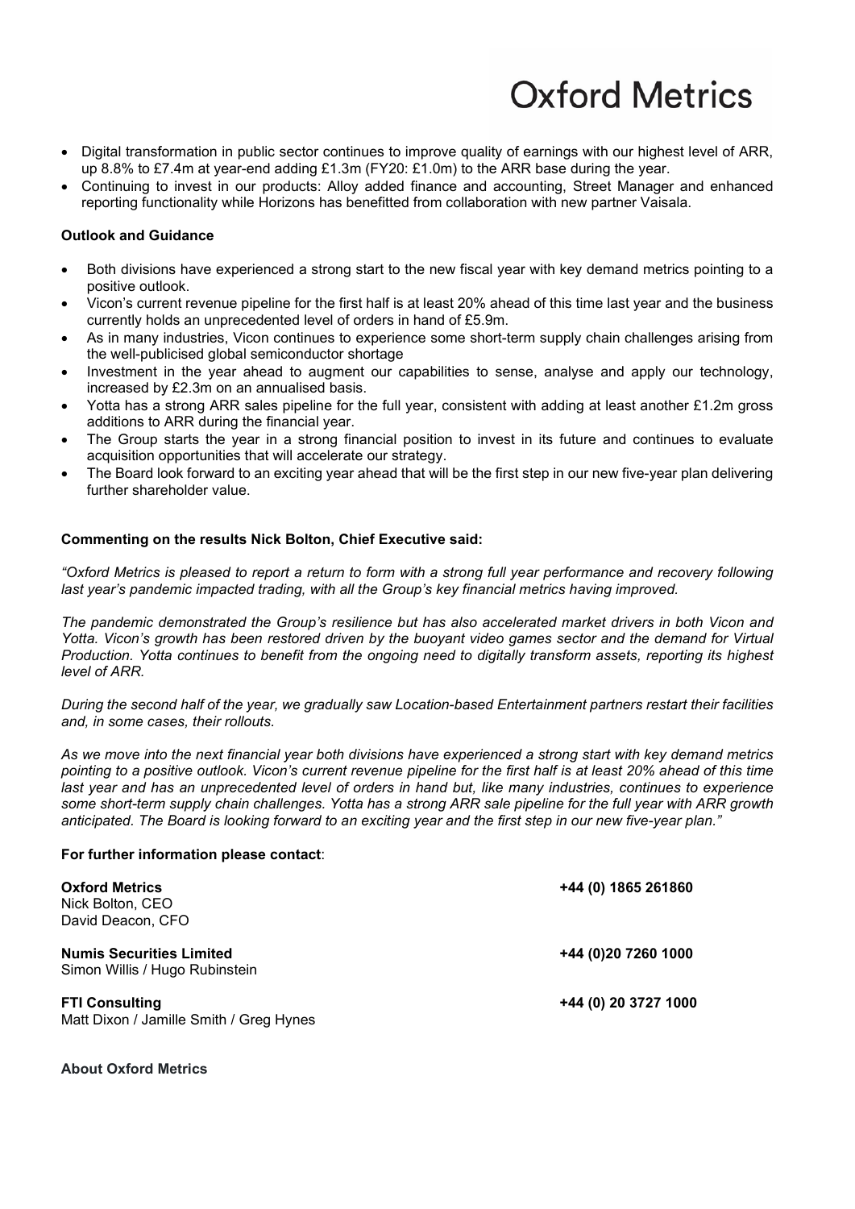- Digital transformation in public sector continues to improve quality of earnings with our highest level of ARR, up 8.8% to £7.4m at year-end adding £1.3m (FY20: £1.0m) to the ARR base during the year.
- Continuing to invest in our products: Alloy added finance and accounting, Street Manager and enhanced reporting functionality while Horizons has benefitted from collaboration with new partner Vaisala.

**Outlook and Guidance**

- Both divisions have experienced a strong start to the new fiscal year with key demand metrics pointing to a positive outlook.
- Vicon's current revenue pipeline for the first half is at least 20% ahead of this time last year and the business currently holds an unprecedented level of orders in hand of £5.9m.
- As in many industries, Vicon continues to experience some short-term supply chain challenges arising from the well-publicised global semiconductor shortage
- Investment in the year ahead to augment our capabilities to sense, analyse and apply our technology, increased by £2.3m on an annualised basis.
- Yotta has a strong ARR sales pipeline for the full year, consistent with adding at least another £1.2m gross additions to ARR during the financial year.
- The Group starts the year in a strong financial position to invest in its future and continues to evaluate acquisition opportunities that will accelerate our strategy.
- The Board look forward to an exciting year ahead that will be the first step in our new five-year plan delivering further shareholder value.

**Commenting on the results Nick Bolton, Chief Executive said:**

*"Oxford Metrics is pleased to report a return to form with a strong full year performance and recovery following last year's pandemic impacted trading, with all the Group's key financial metrics having improved.*

*The pandemic demonstrated the Group's resilience but has also accelerated market drivers in both Vicon and Yotta. Vicon's growth has been restored driven by the buoyant video games sector and the demand for Virtual Production. Yotta continues to benefit from the ongoing need to digitally transform assets, reporting its highest level of ARR.*

*During the second half of the year, we gradually saw Location-based Entertainment partners restart their facilities and, in some cases, their rollouts.*

*As we move into the next financial year both divisions have experienced a strong start with key demand metrics pointing to a positive outlook. Vicon's current revenue pipeline for the first half is at least 20% ahead of this time last year and has an unprecedented level of orders in hand but, like many industries, continues to experience some short-term supply chain challenges. Yotta has a strong ARR sale pipeline for the full year with ARR growth anticipated. The Board is looking forward to an exciting year and the first step in our new five-year plan."*

**For further information please contact**:

**Oxford Metrics** — **+44 (0) 1865 261860**
Nick Bolton, CEO
David Deacon, CFO

**Numis Securities Limited** — **+44 (0)20 7260 1000**
Simon Willis / Hugo Rubinstein

**FTI Consulting** — **+44 (0) 20 3727 1000**
Matt Dixon / Jamille Smith / Greg Hynes

**About Oxford Metrics**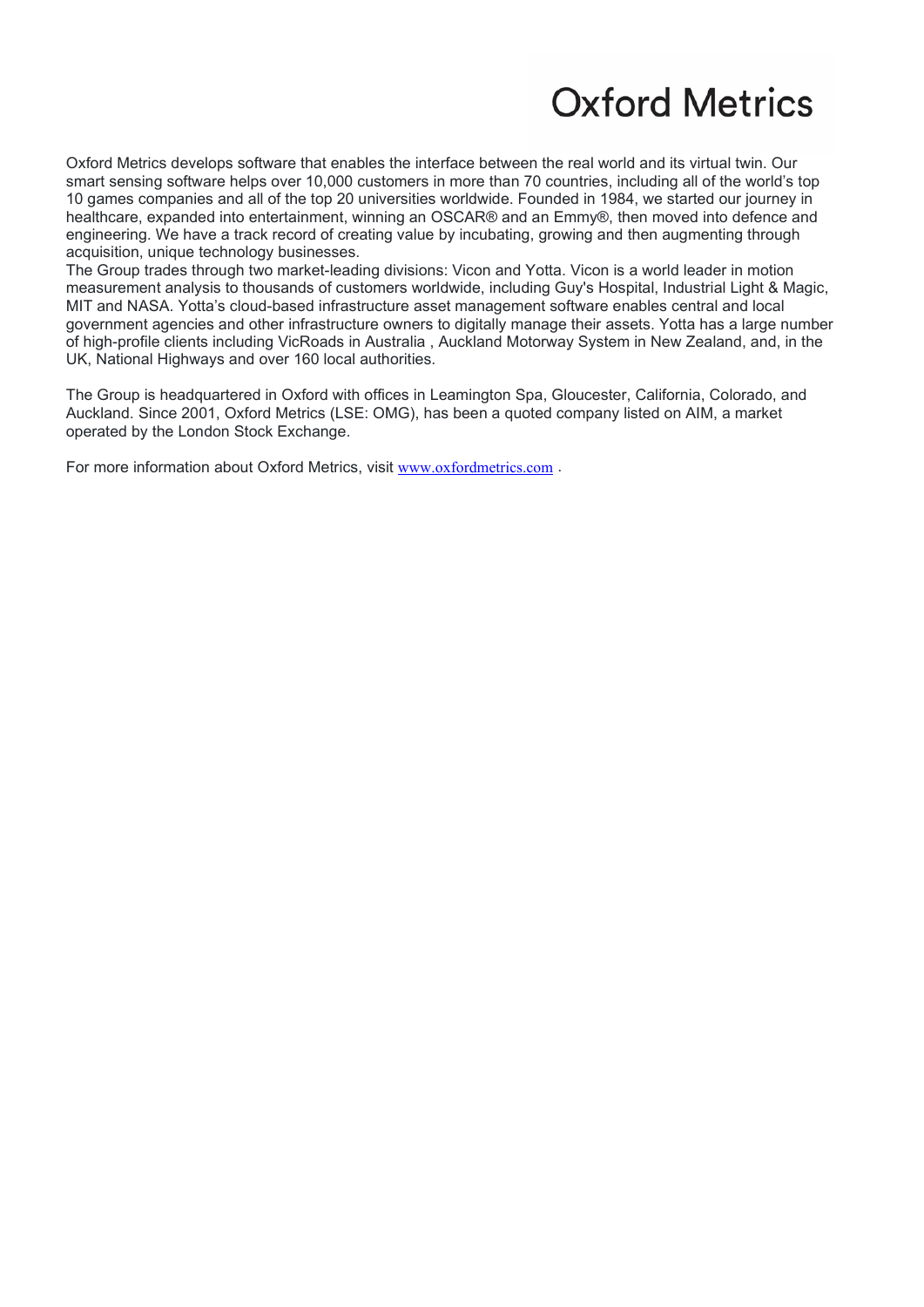# Oxford Metrics

Oxford Metrics develops software that enables the interface between the real world and its virtual twin. Our smart sensing software helps over 10,000 customers in more than 70 countries, including all of the world's top 10 games companies and all of the top 20 universities worldwide. Founded in 1984, we started our journey in healthcare, expanded into entertainment, winning an OSCAR® and an Emmy®, then moved into defence and engineering. We have a track record of creating value by incubating, growing and then augmenting through acquisition, unique technology businesses.

The Group trades through two market-leading divisions: Vicon and Yotta. Vicon is a world leader in motion measurement analysis to thousands of customers worldwide, including Guy's Hospital, Industrial Light & Magic, MIT and NASA. Yotta's cloud-based infrastructure asset management software enables central and local government agencies and other infrastructure owners to digitally manage their assets. Yotta has a large number of high-profile clients including VicRoads in Australia , Auckland Motorway System in New Zealand, and, in the UK, National Highways and over 160 local authorities.

The Group is headquartered in Oxford with offices in Leamington Spa, Gloucester, California, Colorado, and Auckland. Since 2001, Oxford Metrics (LSE: OMG), has been a quoted company listed on AIM, a market operated by the London Stock Exchange.

For more information about Oxford Metrics, visit [www.oxfordmetrics.com](http://www.oxfordmetrics.com) .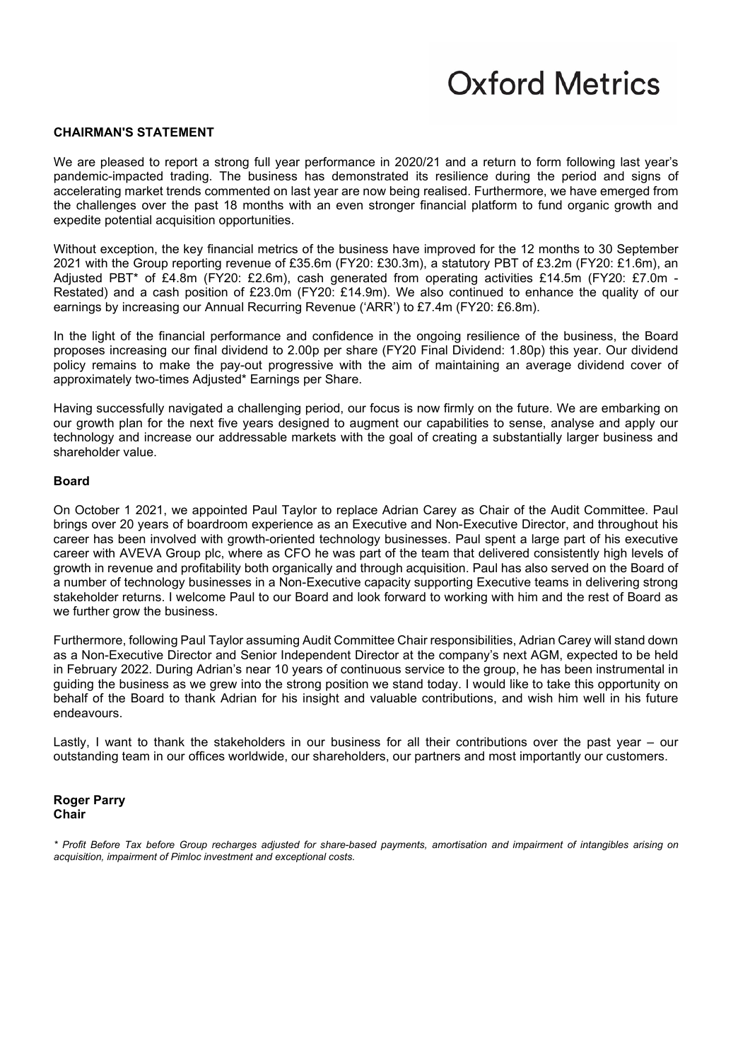## CHAIRMAN'S STATEMENT

We are pleased to report a strong full year performance in 2020/21 and a return to form following last year's pandemic-impacted trading. The business has demonstrated its resilience during the period and signs of accelerating market trends commented on last year are now being realised. Furthermore, we have emerged from the challenges over the past 18 months with an even stronger financial platform to fund organic growth and expedite potential acquisition opportunities.

Without exception, the key financial metrics of the business have improved for the 12 months to 30 September 2021 with the Group reporting revenue of £35.6m (FY20: £30.3m), a statutory PBT of £3.2m (FY20: £1.6m), an Adjusted PBT* of £4.8m (FY20: £2.6m), cash generated from operating activities £14.5m (FY20: £7.0m - Restated) and a cash position of £23.0m (FY20: £14.9m). We also continued to enhance the quality of our earnings by increasing our Annual Recurring Revenue ('ARR') to £7.4m (FY20: £6.8m).

In the light of the financial performance and confidence in the ongoing resilience of the business, the Board proposes increasing our final dividend to 2.00p per share (FY20 Final Dividend: 1.80p) this year. Our dividend policy remains to make the pay-out progressive with the aim of maintaining an average dividend cover of approximately two-times Adjusted* Earnings per Share.

Having successfully navigated a challenging period, our focus is now firmly on the future. We are embarking on our growth plan for the next five years designed to augment our capabilities to sense, analyse and apply our technology and increase our addressable markets with the goal of creating a substantially larger business and shareholder value.

### Board

On October 1 2021, we appointed Paul Taylor to replace Adrian Carey as Chair of the Audit Committee. Paul brings over 20 years of boardroom experience as an Executive and Non-Executive Director, and throughout his career has been involved with growth-oriented technology businesses. Paul spent a large part of his executive career with AVEVA Group plc, where as CFO he was part of the team that delivered consistently high levels of growth in revenue and profitability both organically and through acquisition. Paul has also served on the Board of a number of technology businesses in a Non-Executive capacity supporting Executive teams in delivering strong stakeholder returns. I welcome Paul to our Board and look forward to working with him and the rest of Board as we further grow the business.

Furthermore, following Paul Taylor assuming Audit Committee Chair responsibilities, Adrian Carey will stand down as a Non-Executive Director and Senior Independent Director at the company's next AGM, expected to be held in February 2022. During Adrian's near 10 years of continuous service to the group, he has been instrumental in guiding the business as we grew into the strong position we stand today. I would like to take this opportunity on behalf of the Board to thank Adrian for his insight and valuable contributions, and wish him well in his future endeavours.

Lastly, I want to thank the stakeholders in our business for all their contributions over the past year – our outstanding team in our offices worldwide, our shareholders, our partners and most importantly our customers.

**Roger Parry**
**Chair**

*\* Profit Before Tax before Group recharges adjusted for share-based payments, amortisation and impairment of intangibles arising on acquisition, impairment of Pimloc investment and exceptional costs.*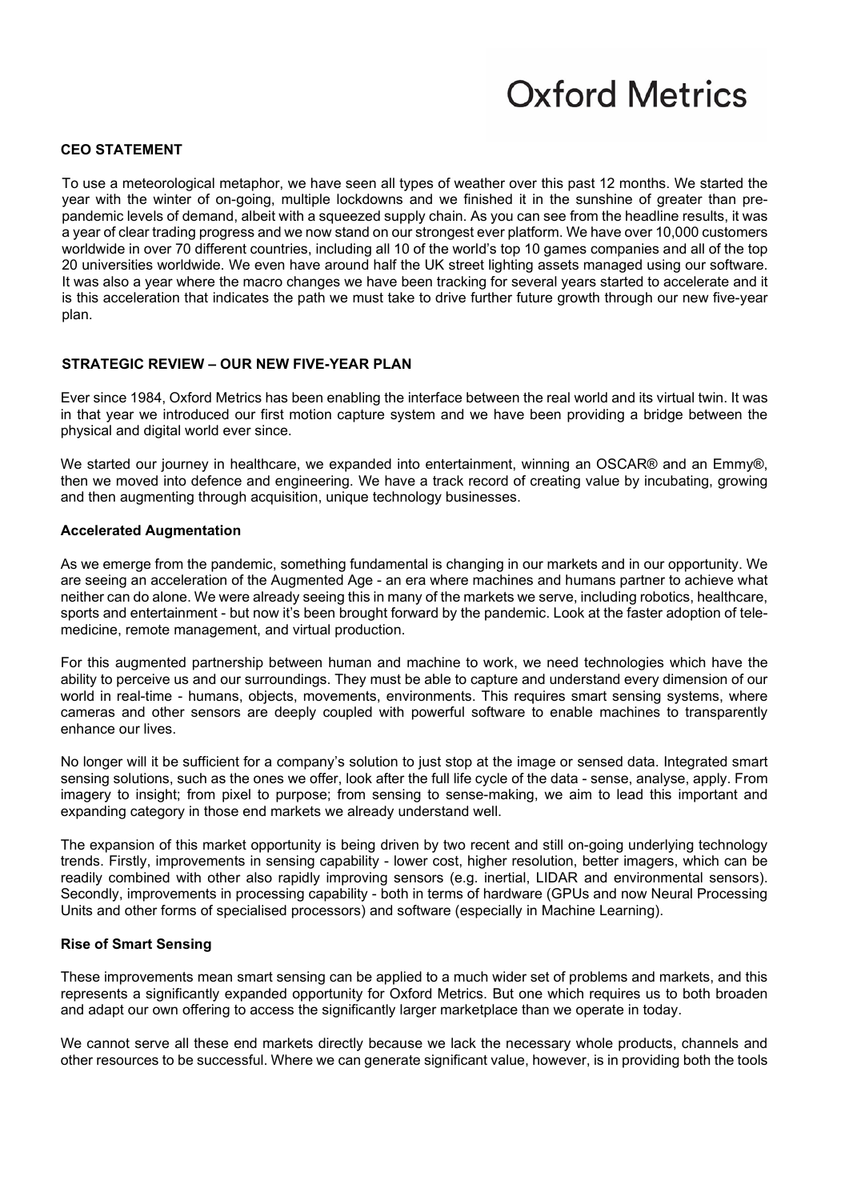## CEO STATEMENT

To use a meteorological metaphor, we have seen all types of weather over this past 12 months. We started the year with the winter of on-going, multiple lockdowns and we finished it in the sunshine of greater than pre-pandemic levels of demand, albeit with a squeezed supply chain. As you can see from the headline results, it was a year of clear trading progress and we now stand on our strongest ever platform. We have over 10,000 customers worldwide in over 70 different countries, including all 10 of the world's top 10 games companies and all of the top 20 universities worldwide. We even have around half the UK street lighting assets managed using our software. It was also a year where the macro changes we have been tracking for several years started to accelerate and it is this acceleration that indicates the path we must take to drive further future growth through our new five-year plan.

## STRATEGIC REVIEW – OUR NEW FIVE-YEAR PLAN

Ever since 1984, Oxford Metrics has been enabling the interface between the real world and its virtual twin. It was in that year we introduced our first motion capture system and we have been providing a bridge between the physical and digital world ever since.

We started our journey in healthcare, we expanded into entertainment, winning an OSCAR® and an Emmy®, then we moved into defence and engineering. We have a track record of creating value by incubating, growing and then augmenting through acquisition, unique technology businesses.

### Accelerated Augmentation

As we emerge from the pandemic, something fundamental is changing in our markets and in our opportunity. We are seeing an acceleration of the Augmented Age - an era where machines and humans partner to achieve what neither can do alone. We were already seeing this in many of the markets we serve, including robotics, healthcare, sports and entertainment - but now it's been brought forward by the pandemic. Look at the faster adoption of tele-medicine, remote management, and virtual production.

For this augmented partnership between human and machine to work, we need technologies which have the ability to perceive us and our surroundings. They must be able to capture and understand every dimension of our world in real-time - humans, objects, movements, environments. This requires smart sensing systems, where cameras and other sensors are deeply coupled with powerful software to enable machines to transparently enhance our lives.

No longer will it be sufficient for a company's solution to just stop at the image or sensed data. Integrated smart sensing solutions, such as the ones we offer, look after the full life cycle of the data - sense, analyse, apply. From imagery to insight; from pixel to purpose; from sensing to sense-making, we aim to lead this important and expanding category in those end markets we already understand well.

The expansion of this market opportunity is being driven by two recent and still on-going underlying technology trends. Firstly, improvements in sensing capability - lower cost, higher resolution, better imagers, which can be readily combined with other also rapidly improving sensors (e.g. inertial, LIDAR and environmental sensors). Secondly, improvements in processing capability - both in terms of hardware (GPUs and now Neural Processing Units and other forms of specialised processors) and software (especially in Machine Learning).

### Rise of Smart Sensing

These improvements mean smart sensing can be applied to a much wider set of problems and markets, and this represents a significantly expanded opportunity for Oxford Metrics. But one which requires us to both broaden and adapt our own offering to access the significantly larger marketplace than we operate in today.

We cannot serve all these end markets directly because we lack the necessary whole products, channels and other resources to be successful. Where we can generate significant value, however, is in providing both the tools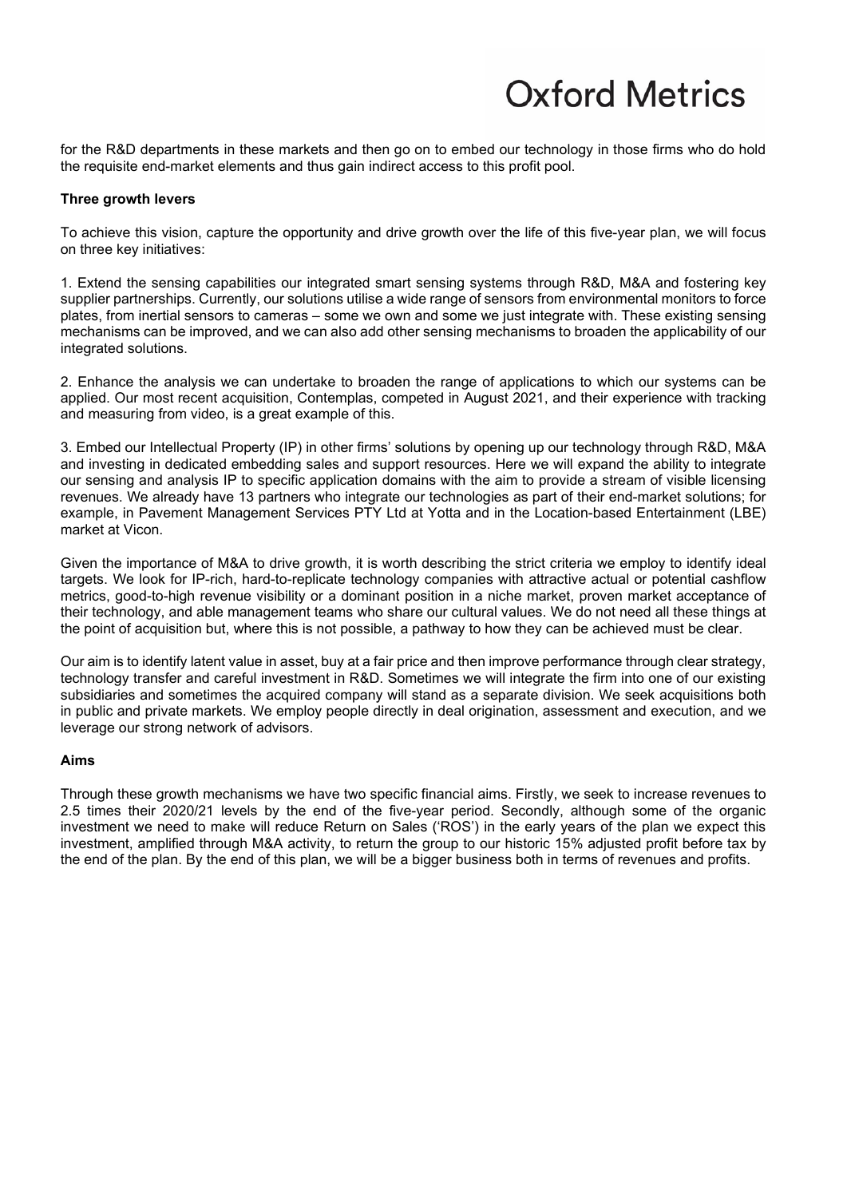for the R&D departments in these markets and then go on to embed our technology in those firms who do hold the requisite end-market elements and thus gain indirect access to this profit pool.

**Three growth levers**

To achieve this vision, capture the opportunity and drive growth over the life of this five-year plan, we will focus on three key initiatives:

1. Extend the sensing capabilities our integrated smart sensing systems through R&D, M&A and fostering key supplier partnerships. Currently, our solutions utilise a wide range of sensors from environmental monitors to force plates, from inertial sensors to cameras – some we own and some we just integrate with. These existing sensing mechanisms can be improved, and we can also add other sensing mechanisms to broaden the applicability of our integrated solutions.

2. Enhance the analysis we can undertake to broaden the range of applications to which our systems can be applied. Our most recent acquisition, Contemplas, competed in August 2021, and their experience with tracking and measuring from video, is a great example of this.

3. Embed our Intellectual Property (IP) in other firms' solutions by opening up our technology through R&D, M&A and investing in dedicated embedding sales and support resources. Here we will expand the ability to integrate our sensing and analysis IP to specific application domains with the aim to provide a stream of visible licensing revenues. We already have 13 partners who integrate our technologies as part of their end-market solutions; for example, in Pavement Management Services PTY Ltd at Yotta and in the Location-based Entertainment (LBE) market at Vicon.

Given the importance of M&A to drive growth, it is worth describing the strict criteria we employ to identify ideal targets. We look for IP-rich, hard-to-replicate technology companies with attractive actual or potential cashflow metrics, good-to-high revenue visibility or a dominant position in a niche market, proven market acceptance of their technology, and able management teams who share our cultural values. We do not need all these things at the point of acquisition but, where this is not possible, a pathway to how they can be achieved must be clear.

Our aim is to identify latent value in asset, buy at a fair price and then improve performance through clear strategy, technology transfer and careful investment in R&D. Sometimes we will integrate the firm into one of our existing subsidiaries and sometimes the acquired company will stand as a separate division. We seek acquisitions both in public and private markets. We employ people directly in deal origination, assessment and execution, and we leverage our strong network of advisors.

**Aims**

Through these growth mechanisms we have two specific financial aims. Firstly, we seek to increase revenues to 2.5 times their 2020/21 levels by the end of the five-year period. Secondly, although some of the organic investment we need to make will reduce Return on Sales ('ROS') in the early years of the plan we expect this investment, amplified through M&A activity, to return the group to our historic 15% adjusted profit before tax by the end of the plan. By the end of this plan, we will be a bigger business both in terms of revenues and profits.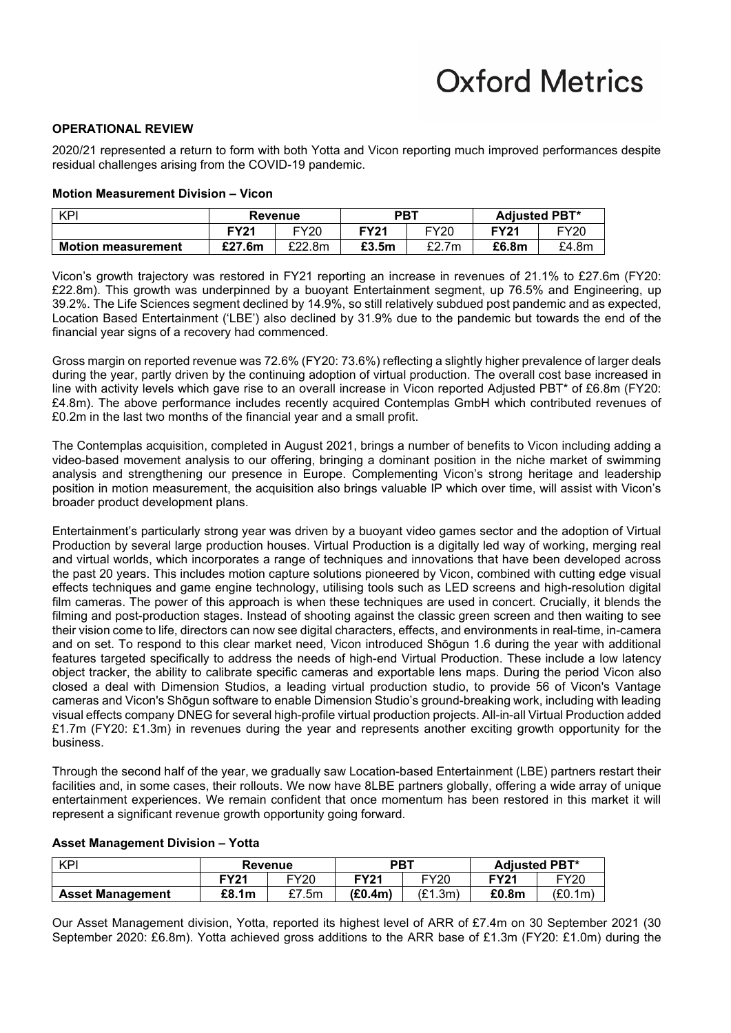## OPERATIONAL REVIEW

2020/21 represented a return to form with both Yotta and Vicon reporting much improved performances despite residual challenges arising from the COVID-19 pandemic.

### Motion Measurement Division – Vicon

| KPI | Revenue | | PBT | | Adjusted PBT* | |
|---|---|---|---|---|---|---|
| | **FY21** | FY20 | **FY21** | FY20 | **FY21** | FY20 |
| **Motion measurement** | **£27.6m** | £22.8m | **£3.5m** | £2.7m | **£6.8m** | £4.8m |

Vicon's growth trajectory was restored in FY21 reporting an increase in revenues of 21.1% to £27.6m (FY20: £22.8m). This growth was underpinned by a buoyant Entertainment segment, up 76.5% and Engineering, up 39.2%. The Life Sciences segment declined by 14.9%, so still relatively subdued post pandemic and as expected, Location Based Entertainment ('LBE') also declined by 31.9% due to the pandemic but towards the end of the financial year signs of a recovery had commenced.

Gross margin on reported revenue was 72.6% (FY20: 73.6%) reflecting a slightly higher prevalence of larger deals during the year, partly driven by the continuing adoption of virtual production. The overall cost base increased in line with activity levels which gave rise to an overall increase in Vicon reported Adjusted PBT* of £6.8m (FY20: £4.8m). The above performance includes recently acquired Contemplas GmbH which contributed revenues of £0.2m in the last two months of the financial year and a small profit.

The Contemplas acquisition, completed in August 2021, brings a number of benefits to Vicon including adding a video-based movement analysis to our offering, bringing a dominant position in the niche market of swimming analysis and strengthening our presence in Europe. Complementing Vicon's strong heritage and leadership position in motion measurement, the acquisition also brings valuable IP which over time, will assist with Vicon's broader product development plans.

Entertainment's particularly strong year was driven by a buoyant video games sector and the adoption of Virtual Production by several large production houses. Virtual Production is a digitally led way of working, merging real and virtual worlds, which incorporates a range of techniques and innovations that have been developed across the past 20 years. This includes motion capture solutions pioneered by Vicon, combined with cutting edge visual effects techniques and game engine technology, utilising tools such as LED screens and high-resolution digital film cameras. The power of this approach is when these techniques are used in concert. Crucially, it blends the filming and post-production stages. Instead of shooting against the classic green screen and then waiting to see their vision come to life, directors can now see digital characters, effects, and environments in real-time, in-camera and on set. To respond to this clear market need, Vicon introduced Shōgun 1.6 during the year with additional features targeted specifically to address the needs of high-end Virtual Production. These include a low latency object tracker, the ability to calibrate specific cameras and exportable lens maps. During the period Vicon also closed a deal with Dimension Studios, a leading virtual production studio, to provide 56 of Vicon's Vantage cameras and Vicon's Shōgun software to enable Dimension Studio's ground-breaking work, including with leading visual effects company DNEG for several high-profile virtual production projects. All-in-all Virtual Production added £1.7m (FY20: £1.3m) in revenues during the year and represents another exciting growth opportunity for the business.

Through the second half of the year, we gradually saw Location-based Entertainment (LBE) partners restart their facilities and, in some cases, their rollouts. We now have 8LBE partners globally, offering a wide array of unique entertainment experiences. We remain confident that once momentum has been restored in this market it will represent a significant revenue growth opportunity going forward.

### Asset Management Division – Yotta

| KPI | Revenue | | PBT | | Adjusted PBT* | |
|---|---|---|---|---|---|---|
| | **FY21** | FY20 | **FY21** | FY20 | **FY21** | FY20 |
| **Asset Management** | **£8.1m** | £7.5m | **(£0.4m)** | (£1.3m) | **£0.8m** | (£0.1m) |

Our Asset Management division, Yotta, reported its highest level of ARR of £7.4m on 30 September 2021 (30 September 2020: £6.8m). Yotta achieved gross additions to the ARR base of £1.3m (FY20: £1.0m) during the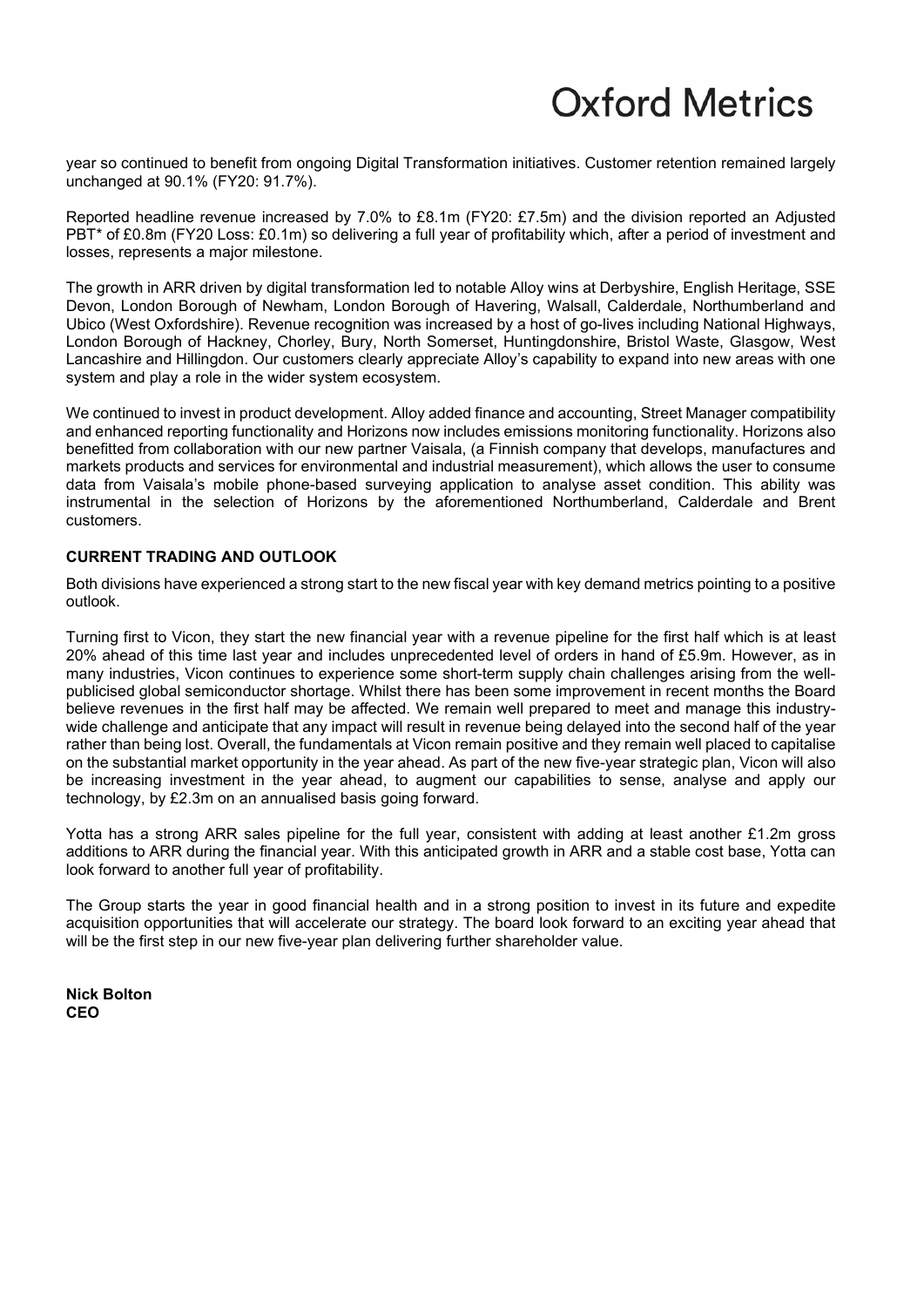year so continued to benefit from ongoing Digital Transformation initiatives. Customer retention remained largely unchanged at 90.1% (FY20: 91.7%).

Reported headline revenue increased by 7.0% to £8.1m (FY20: £7.5m) and the division reported an Adjusted PBT* of £0.8m (FY20 Loss: £0.1m) so delivering a full year of profitability which, after a period of investment and losses, represents a major milestone.

The growth in ARR driven by digital transformation led to notable Alloy wins at Derbyshire, English Heritage, SSE Devon, London Borough of Newham, London Borough of Havering, Walsall, Calderdale, Northumberland and Ubico (West Oxfordshire). Revenue recognition was increased by a host of go-lives including National Highways, London Borough of Hackney, Chorley, Bury, North Somerset, Huntingdonshire, Bristol Waste, Glasgow, West Lancashire and Hillingdon. Our customers clearly appreciate Alloy's capability to expand into new areas with one system and play a role in the wider system ecosystem.

We continued to invest in product development. Alloy added finance and accounting, Street Manager compatibility and enhanced reporting functionality and Horizons now includes emissions monitoring functionality. Horizons also benefitted from collaboration with our new partner Vaisala, (a Finnish company that develops, manufactures and markets products and services for environmental and industrial measurement), which allows the user to consume data from Vaisala's mobile phone-based surveying application to analyse asset condition. This ability was instrumental in the selection of Horizons by the aforementioned Northumberland, Calderdale and Brent customers.

**CURRENT TRADING AND OUTLOOK**

Both divisions have experienced a strong start to the new fiscal year with key demand metrics pointing to a positive outlook.

Turning first to Vicon, they start the new financial year with a revenue pipeline for the first half which is at least 20% ahead of this time last year and includes unprecedented level of orders in hand of £5.9m. However, as in many industries, Vicon continues to experience some short-term supply chain challenges arising from the well-publicised global semiconductor shortage. Whilst there has been some improvement in recent months the Board believe revenues in the first half may be affected. We remain well prepared to meet and manage this industry-wide challenge and anticipate that any impact will result in revenue being delayed into the second half of the year rather than being lost. Overall, the fundamentals at Vicon remain positive and they remain well placed to capitalise on the substantial market opportunity in the year ahead. As part of the new five-year strategic plan, Vicon will also be increasing investment in the year ahead, to augment our capabilities to sense, analyse and apply our technology, by £2.3m on an annualised basis going forward.

Yotta has a strong ARR sales pipeline for the full year, consistent with adding at least another £1.2m gross additions to ARR during the financial year. With this anticipated growth in ARR and a stable cost base, Yotta can look forward to another full year of profitability.

The Group starts the year in good financial health and in a strong position to invest in its future and expedite acquisition opportunities that will accelerate our strategy. The board look forward to an exciting year ahead that will be the first step in our new five-year plan delivering further shareholder value.

**Nick Bolton**
**CEO**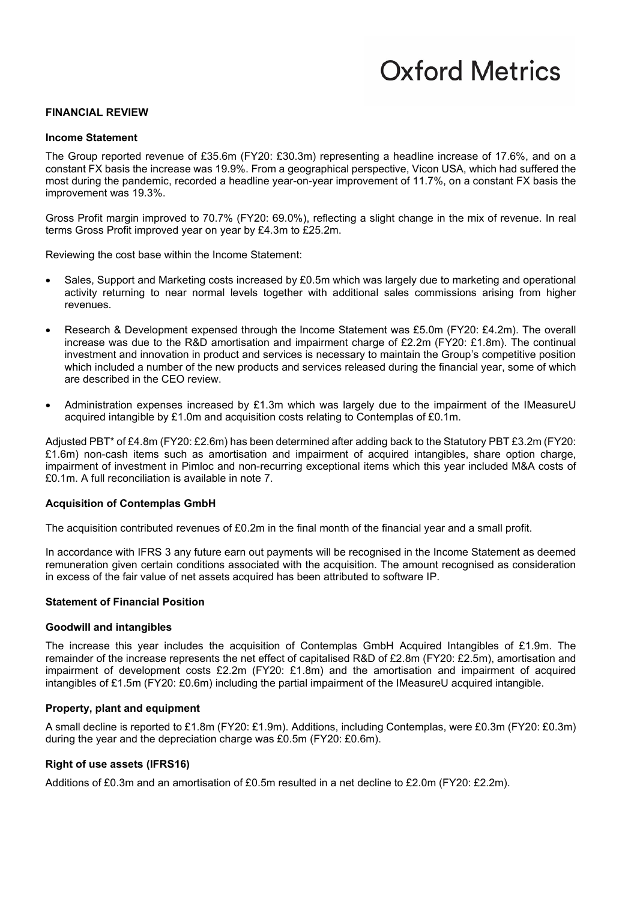## FINANCIAL REVIEW

### Income Statement

The Group reported revenue of £35.6m (FY20: £30.3m) representing a headline increase of 17.6%, and on a constant FX basis the increase was 19.9%. From a geographical perspective, Vicon USA, which had suffered the most during the pandemic, recorded a headline year-on-year improvement of 11.7%, on a constant FX basis the improvement was 19.3%.

Gross Profit margin improved to 70.7% (FY20: 69.0%), reflecting a slight change in the mix of revenue. In real terms Gross Profit improved year on year by £4.3m to £25.2m.

Reviewing the cost base within the Income Statement:

- Sales, Support and Marketing costs increased by £0.5m which was largely due to marketing and operational activity returning to near normal levels together with additional sales commissions arising from higher revenues.
- Research & Development expensed through the Income Statement was £5.0m (FY20: £4.2m). The overall increase was due to the R&D amortisation and impairment charge of £2.2m (FY20: £1.8m). The continual investment and innovation in product and services is necessary to maintain the Group's competitive position which included a number of the new products and services released during the financial year, some of which are described in the CEO review.
- Administration expenses increased by £1.3m which was largely due to the impairment of the IMeasureU acquired intangible by £1.0m and acquisition costs relating to Contemplas of £0.1m.

Adjusted PBT* of £4.8m (FY20: £2.6m) has been determined after adding back to the Statutory PBT £3.2m (FY20: £1.6m) non-cash items such as amortisation and impairment of acquired intangibles, share option charge, impairment of investment in Pimloc and non-recurring exceptional items which this year included M&A costs of £0.1m. A full reconciliation is available in note 7.

### Acquisition of Contemplas GmbH

The acquisition contributed revenues of £0.2m in the final month of the financial year and a small profit.

In accordance with IFRS 3 any future earn out payments will be recognised in the Income Statement as deemed remuneration given certain conditions associated with the acquisition. The amount recognised as consideration in excess of the fair value of net assets acquired has been attributed to software IP.

### Statement of Financial Position

#### Goodwill and intangibles

The increase this year includes the acquisition of Contemplas GmbH Acquired Intangibles of £1.9m. The remainder of the increase represents the net effect of capitalised R&D of £2.8m (FY20: £2.5m), amortisation and impairment of development costs £2.2m (FY20: £1.8m) and the amortisation and impairment of acquired intangibles of £1.5m (FY20: £0.6m) including the partial impairment of the IMeasureU acquired intangible.

#### Property, plant and equipment

A small decline is reported to £1.8m (FY20: £1.9m). Additions, including Contemplas, were £0.3m (FY20: £0.3m) during the year and the depreciation charge was £0.5m (FY20: £0.6m).

#### Right of use assets (IFRS16)

Additions of £0.3m and an amortisation of £0.5m resulted in a net decline to £2.0m (FY20: £2.2m).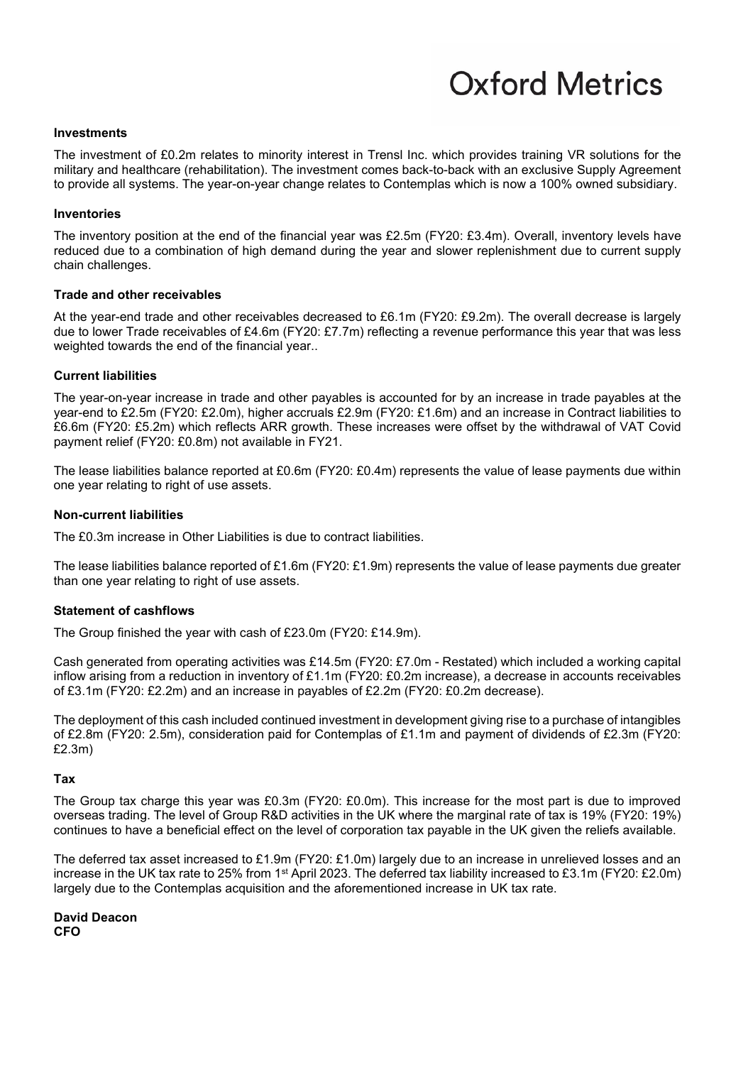### Investments

The investment of £0.2m relates to minority interest in Trensl Inc. which provides training VR solutions for the military and healthcare (rehabilitation). The investment comes back-to-back with an exclusive Supply Agreement to provide all systems. The year-on-year change relates to Contemplas which is now a 100% owned subsidiary.

### Inventories

The inventory position at the end of the financial year was £2.5m (FY20: £3.4m). Overall, inventory levels have reduced due to a combination of high demand during the year and slower replenishment due to current supply chain challenges.

### Trade and other receivables

At the year-end trade and other receivables decreased to £6.1m (FY20: £9.2m). The overall decrease is largely due to lower Trade receivables of £4.6m (FY20: £7.7m) reflecting a revenue performance this year that was less weighted towards the end of the financial year..

### Current liabilities

The year-on-year increase in trade and other payables is accounted for by an increase in trade payables at the year-end to £2.5m (FY20: £2.0m), higher accruals £2.9m (FY20: £1.6m) and an increase in Contract liabilities to £6.6m (FY20: £5.2m) which reflects ARR growth. These increases were offset by the withdrawal of VAT Covid payment relief (FY20: £0.8m) not available in FY21.

The lease liabilities balance reported at £0.6m (FY20: £0.4m) represents the value of lease payments due within one year relating to right of use assets.

### Non-current liabilities

The £0.3m increase in Other Liabilities is due to contract liabilities.

The lease liabilities balance reported of £1.6m (FY20: £1.9m) represents the value of lease payments due greater than one year relating to right of use assets.

### Statement of cashflows

The Group finished the year with cash of £23.0m (FY20: £14.9m).

Cash generated from operating activities was £14.5m (FY20: £7.0m - Restated) which included a working capital inflow arising from a reduction in inventory of £1.1m (FY20: £0.2m increase), a decrease in accounts receivables of £3.1m (FY20: £2.2m) and an increase in payables of £2.2m (FY20: £0.2m decrease).

The deployment of this cash included continued investment in development giving rise to a purchase of intangibles of £2.8m (FY20: 2.5m), consideration paid for Contemplas of £1.1m and payment of dividends of £2.3m (FY20: £2.3m)

### Tax

The Group tax charge this year was £0.3m (FY20: £0.0m). This increase for the most part is due to improved overseas trading. The level of Group R&D activities in the UK where the marginal rate of tax is 19% (FY20: 19%) continues to have a beneficial effect on the level of corporation tax payable in the UK given the reliefs available.

The deferred tax asset increased to £1.9m (FY20: £1.0m) largely due to an increase in unrelieved losses and an increase in the UK tax rate to 25% from 1st April 2023. The deferred tax liability increased to £3.1m (FY20: £2.0m) largely due to the Contemplas acquisition and the aforementioned increase in UK tax rate.

**David Deacon**
**CFO**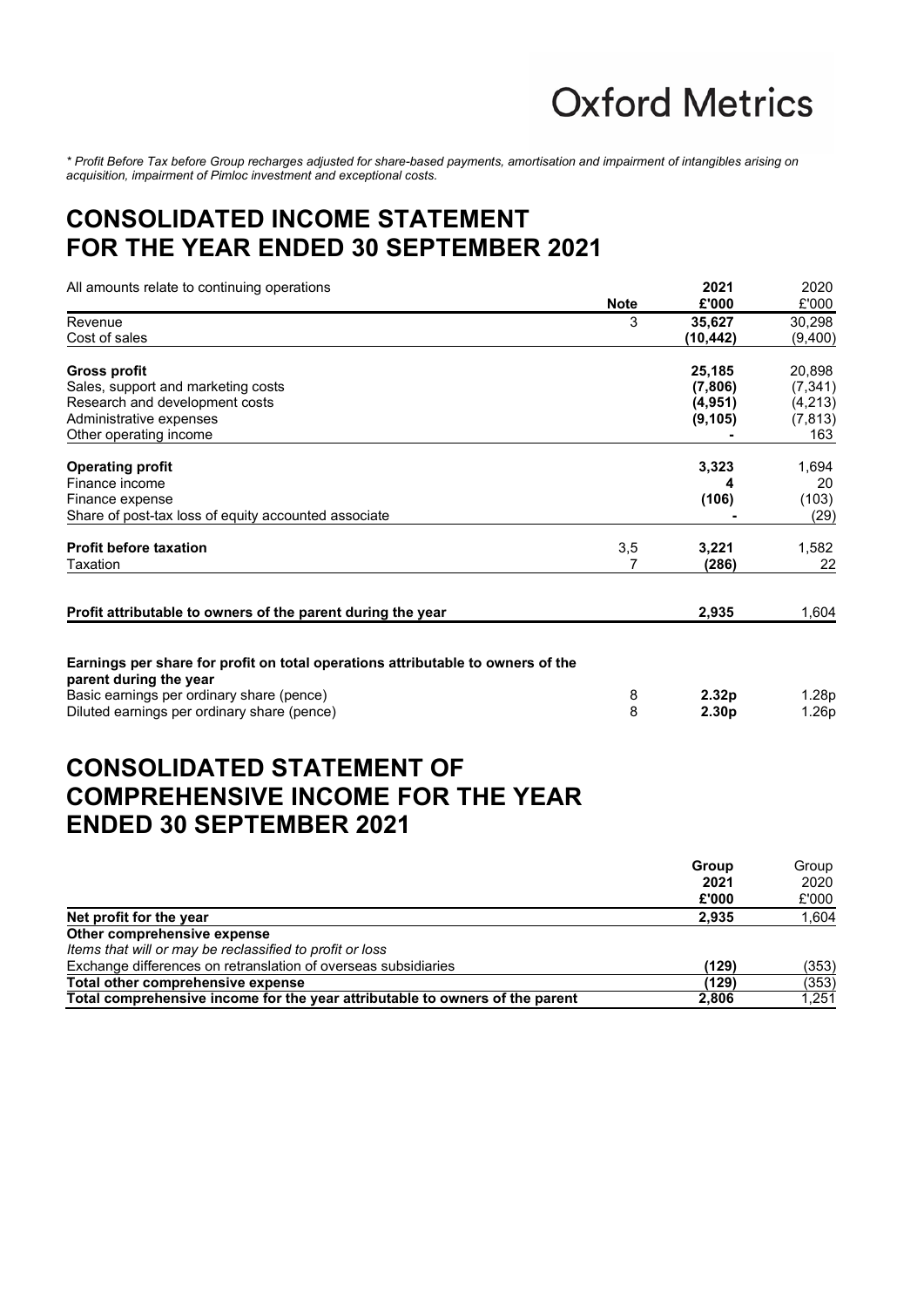*\* Profit Before Tax before Group recharges adjusted for share-based payments, amortisation and impairment of intangibles arising on acquisition, impairment of Pimloc investment and exceptional costs.*

# CONSOLIDATED INCOME STATEMENT FOR THE YEAR ENDED 30 SEPTEMBER 2021

| All amounts relate to continuing operations | Note | **2021 £'000** | 2020 £'000 |
|---|---|---|---|
| Revenue | 3 | **35,627** | 30,298 |
| Cost of sales | | **(10,442)** | (9,400) |
| **Gross profit** | | **25,185** | 20,898 |
| Sales, support and marketing costs | | **(7,806)** | (7,341) |
| Research and development costs | | **(4,951)** | (4,213) |
| Administrative expenses | | **(9,105)** | (7,813) |
| Other operating income | | **-** | 163 |
| **Operating profit** | | **3,323** | 1,694 |
| Finance income | | **4** | 20 |
| Finance expense | | **(106)** | (103) |
| Share of post-tax loss of equity accounted associate | | **-** | (29) |
| **Profit before taxation** | 3,5 | **3,221** | 1,582 |
| Taxation | 7 | **(286)** | 22 |
| **Profit attributable to owners of the parent during the year** | | **2,935** | 1,604 |
| **Earnings per share for profit on total operations attributable to owners of the parent during the year** | | | |
| Basic earnings per ordinary share (pence) | 8 | **2.32p** | 1.28p |
| Diluted earnings per ordinary share (pence) | 8 | **2.30p** | 1.26p |

# CONSOLIDATED STATEMENT OF COMPREHENSIVE INCOME FOR THE YEAR ENDED 30 SEPTEMBER 2021

| | **Group 2021 £'000** | Group 2020 £'000 |
|---|---|---|
| **Net profit for the year** | **2,935** | 1,604 |
| **Other comprehensive expense** | | |
| *Items that will or may be reclassified to profit or loss* | | |
| Exchange differences on retranslation of overseas subsidiaries | **(129)** | (353) |
| **Total other comprehensive expense** | **(129)** | (353) |
| **Total comprehensive income for the year attributable to owners of the parent** | **2,806** | 1,251 |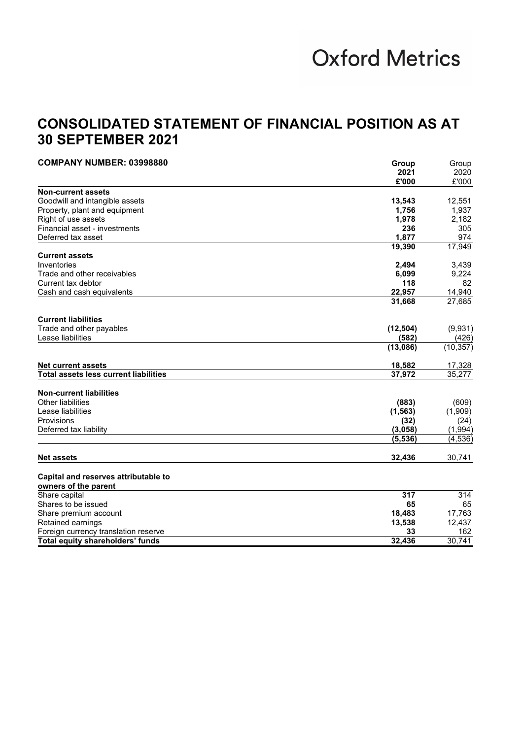Oxford Metrics

# CONSOLIDATED STATEMENT OF FINANCIAL POSITION AS AT 30 SEPTEMBER 2021

| COMPANY NUMBER: 03998880 | Group 2021 £'000 | Group 2020 £'000 |
|---|---|---|
| **Non-current assets** | | |
| Goodwill and intangible assets | **13,543** | 12,551 |
| Property, plant and equipment | **1,756** | 1,937 |
| Right of use assets | **1,978** | 2,182 |
| Financial asset - investments | **236** | 305 |
| Deferred tax asset | **1,877** | 974 |
| | **19,390** | 17,949 |
| **Current assets** | | |
| Inventories | **2,494** | 3,439 |
| Trade and other receivables | **6,099** | 9,224 |
| Current tax debtor | **118** | 82 |
| Cash and cash equivalents | **22,957** | 14,940 |
| | **31,668** | 27,685 |
| **Current liabilities** | | |
| Trade and other payables | **(12,504)** | (9,931) |
| Lease liabilities | **(582)** | (426) |
| | **(13,086)** | (10,357) |
| **Net current assets** | **18,582** | 17,328 |
| **Total assets less current liabilities** | **37,972** | 35,277 |
| **Non-current liabilities** | | |
| Other liabilities | **(883)** | (609) |
| Lease liabilities | **(1,563)** | (1,909) |
| Provisions | **(32)** | (24) |
| Deferred tax liability | **(3,058)** | (1,994) |
| | **(5,536)** | (4,536) |
| **Net assets** | **32,436** | 30,741 |
| **Capital and reserves attributable to owners of the parent** | | |
| Share capital | **317** | 314 |
| Shares to be issued | **65** | 65 |
| Share premium account | **18,483** | 17,763 |
| Retained earnings | **13,538** | 12,437 |
| Foreign currency translation reserve | **33** | 162 |
| **Total equity shareholders' funds** | **32,436** | 30,741 |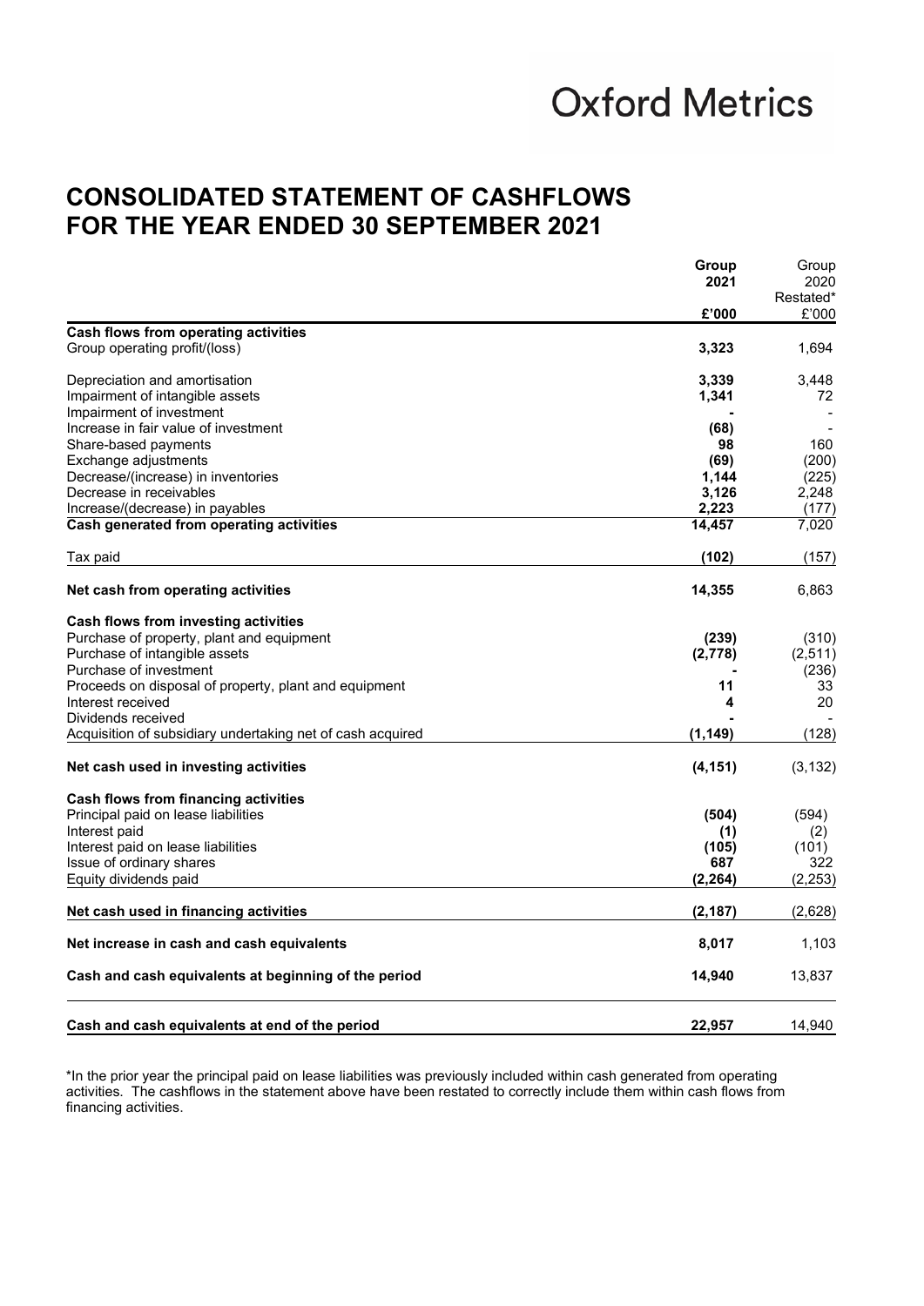Oxford Metrics

# CONSOLIDATED STATEMENT OF CASHFLOWS FOR THE YEAR ENDED 30 SEPTEMBER 2021

| | Group 2021 £'000 | Group 2020 Restated* £'000 |
|---|---|---|
| **Cash flows from operating activities** | | |
| Group operating profit/(loss) | **3,323** | 1,694 |
| Depreciation and amortisation | **3,339** | 3,448 |
| Impairment of intangible assets | **1,341** | 72 |
| Impairment of investment | **-** | - |
| Increase in fair value of investment | **(68)** | - |
| Share-based payments | **98** | 160 |
| Exchange adjustments | **(69)** | (200) |
| Decrease/(increase) in inventories | **1,144** | (225) |
| Decrease in receivables | **3,126** | 2,248 |
| Increase/(decrease) in payables | **2,223** | (177) |
| **Cash generated from operating activities** | **14,457** | 7,020 |
| Tax paid | **(102)** | (157) |
| **Net cash from operating activities** | **14,355** | 6,863 |
| **Cash flows from investing activities** | | |
| Purchase of property, plant and equipment | **(239)** | (310) |
| Purchase of intangible assets | **(2,778)** | (2,511) |
| Purchase of investment | **-** | (236) |
| Proceeds on disposal of property, plant and equipment | **11** | 33 |
| Interest received | **4** | 20 |
| Dividends received | **-** | - |
| Acquisition of subsidiary undertaking net of cash acquired | **(1,149)** | (128) |
| **Net cash used in investing activities** | **(4,151)** | (3,132) |
| **Cash flows from financing activities** | | |
| Principal paid on lease liabilities | **(504)** | (594) |
| Interest paid | **(1)** | (2) |
| Interest paid on lease liabilities | **(105)** | (101) |
| Issue of ordinary shares | **687** | 322 |
| Equity dividends paid | **(2,264)** | (2,253) |
| **Net cash used in financing activities** | **(2,187)** | (2,628) |
| **Net increase in cash and cash equivalents** | **8,017** | 1,103 |
| **Cash and cash equivalents at beginning of the period** | **14,940** | 13,837 |
| **Cash and cash equivalents at end of the period** | **22,957** | 14,940 |

*In the prior year the principal paid on lease liabilities was previously included within cash generated from operating activities. The cashflows in the statement above have been restated to correctly include them within cash flows from financing activities.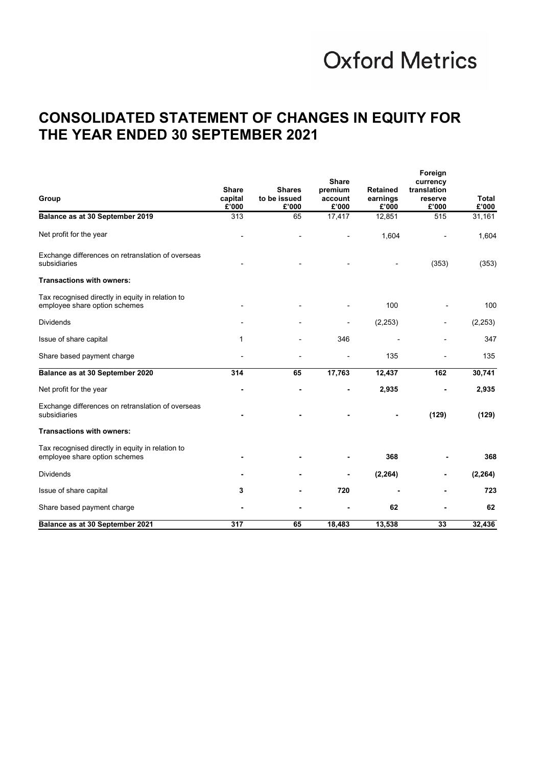# CONSOLIDATED STATEMENT OF CHANGES IN EQUITY FOR THE YEAR ENDED 30 SEPTEMBER 2021

| Group | Share capital £'000 | Shares to be issued £'000 | Share premium account £'000 | Retained earnings £'000 | Foreign currency translation reserve £'000 | Total £'000 |
|---|---|---|---|---|---|---|
| **Balance as at 30 September 2019** | 313 | 65 | 17,417 | 12,851 | 515 | 31,161 |
| Net profit for the year | - | - | - | 1,604 | - | 1,604 |
| Exchange differences on retranslation of overseas subsidiaries | - | - | - | - | (353) | (353) |
| **Transactions with owners:** | | | | | | |
| Tax recognised directly in equity in relation to employee share option schemes | - | - | - | 100 | - | 100 |
| Dividends | - | - | - | (2,253) | - | (2,253) |
| Issue of share capital | 1 | - | 346 | - | - | 347 |
| Share based payment charge | - | - | - | 135 | - | 135 |
| **Balance as at 30 September 2020** | **314** | **65** | **17,763** | **12,437** | **162** | **30,741** |
| Net profit for the year | **-** | **-** | **-** | **2,935** | **-** | **2,935** |
| Exchange differences on retranslation of overseas subsidiaries | **-** | **-** | **-** | **-** | **(129)** | **(129)** |
| **Transactions with owners:** | | | | | | |
| Tax recognised directly in equity in relation to employee share option schemes | **-** | **-** | **-** | **368** | **-** | **368** |
| Dividends | **-** | **-** | **-** | **(2,264)** | **-** | **(2,264)** |
| Issue of share capital | **3** | **-** | **720** | **-** | **-** | **723** |
| Share based payment charge | **-** | **-** | **-** | **62** | **-** | **62** |
| **Balance as at 30 September 2021** | **317** | **65** | **18,483** | **13,538** | **33** | **32,436** |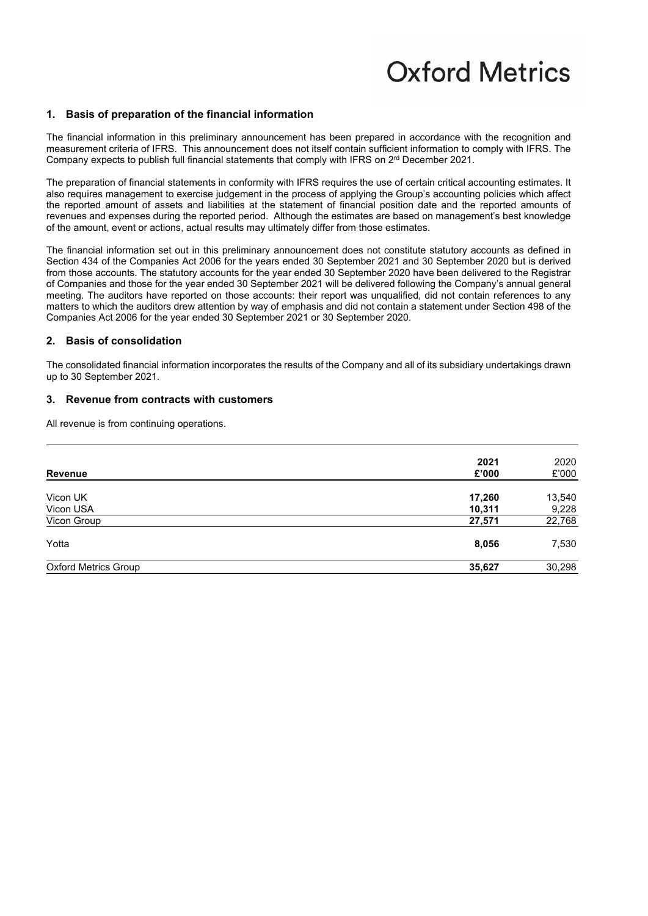## 1. Basis of preparation of the financial information

The financial information in this preliminary announcement has been prepared in accordance with the recognition and measurement criteria of IFRS. This announcement does not itself contain sufficient information to comply with IFRS. The Company expects to publish full financial statements that comply with IFRS on 2nd December 2021.

The preparation of financial statements in conformity with IFRS requires the use of certain critical accounting estimates. It also requires management to exercise judgement in the process of applying the Group's accounting policies which affect the reported amount of assets and liabilities at the statement of financial position date and the reported amounts of revenues and expenses during the reported period. Although the estimates are based on management's best knowledge of the amount, event or actions, actual results may ultimately differ from those estimates.

The financial information set out in this preliminary announcement does not constitute statutory accounts as defined in Section 434 of the Companies Act 2006 for the years ended 30 September 2021 and 30 September 2020 but is derived from those accounts. The statutory accounts for the year ended 30 September 2020 have been delivered to the Registrar of Companies and those for the year ended 30 September 2021 will be delivered following the Company's annual general meeting. The auditors have reported on those accounts: their report was unqualified, did not contain references to any matters to which the auditors drew attention by way of emphasis and did not contain a statement under Section 498 of the Companies Act 2006 for the year ended 30 September 2021 or 30 September 2020.

## 2. Basis of consolidation

The consolidated financial information incorporates the results of the Company and all of its subsidiary undertakings drawn up to 30 September 2021.

## 3. Revenue from contracts with customers

All revenue is from continuing operations.

| Revenue | 2021<br>£'000 | 2020<br>£'000 |
|---|---|---|
| Vicon UK | **17,260** | 13,540 |
| Vicon USA | **10,311** | 9,228 |
| Vicon Group | **27,571** | 22,768 |
| Yotta | **8,056** | 7,530 |
| Oxford Metrics Group | **35,627** | 30,298 |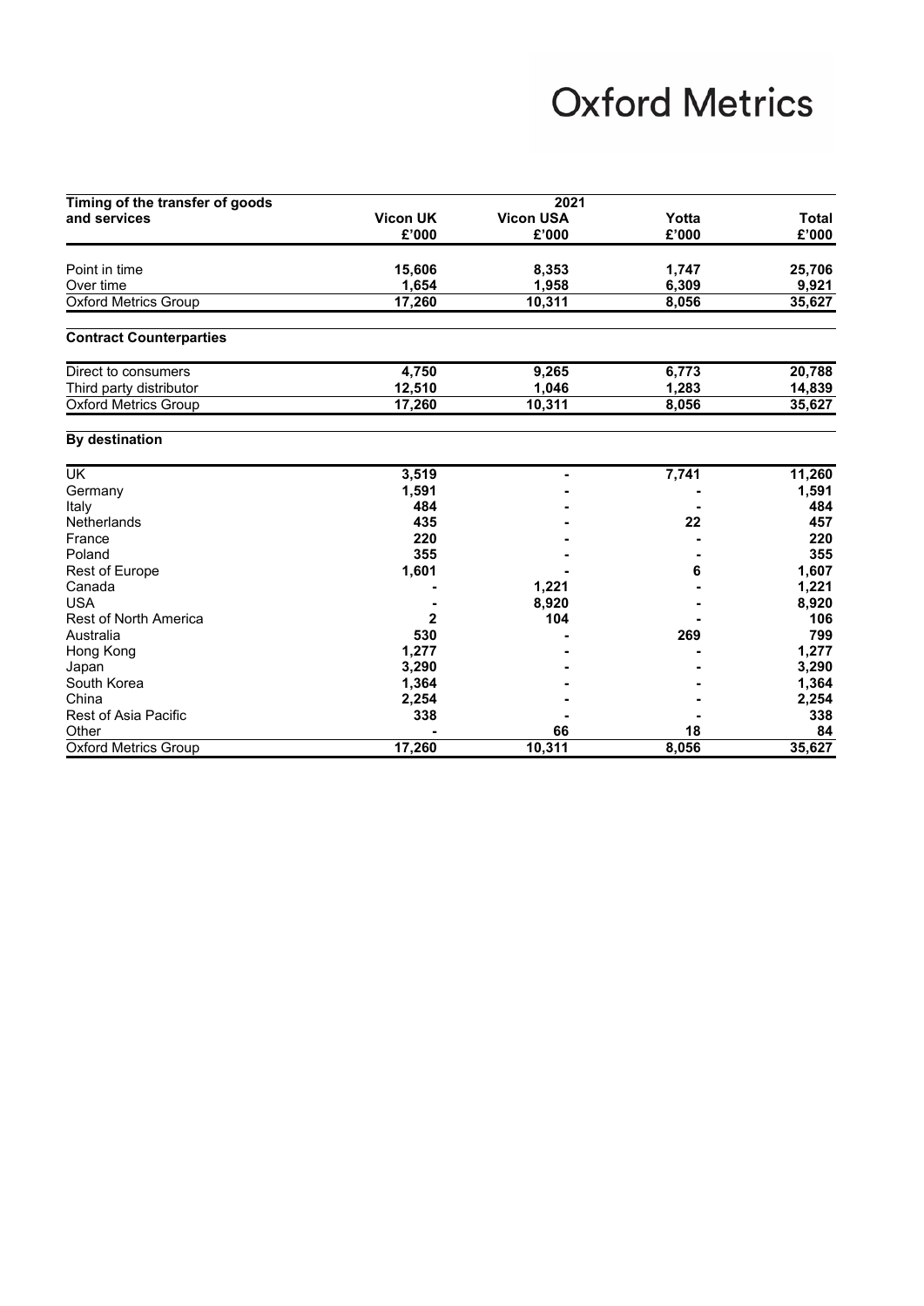| Timing of the transfer of goods and services | 2021 | | | |
|---|---|---|---|---|
| | Vicon UK | Vicon USA | Yotta | Total |
| | £'000 | £'000 | £'000 | £'000 |
| Point in time | 15,606 | 8,353 | 1,747 | 25,706 |
| Over time | 1,654 | 1,958 | 6,309 | 9,921 |
| Oxford Metrics Group | 17,260 | 10,311 | 8,056 | 35,627 |
| **Contract Counterparties** | | | | |
| Direct to consumers | 4,750 | 9,265 | 6,773 | 20,788 |
| Third party distributor | 12,510 | 1,046 | 1,283 | 14,839 |
| Oxford Metrics Group | 17,260 | 10,311 | 8,056 | 35,627 |
| **By destination** | | | | |
| UK | 3,519 | - | 7,741 | 11,260 |
| Germany | 1,591 | - | - | 1,591 |
| Italy | 484 | - | - | 484 |
| Netherlands | 435 | - | 22 | 457 |
| France | 220 | - | - | 220 |
| Poland | 355 | - | - | 355 |
| Rest of Europe | 1,601 | - | 6 | 1,607 |
| Canada | - | 1,221 | - | 1,221 |
| USA | - | 8,920 | - | 8,920 |
| Rest of North America | 2 | 104 | - | 106 |
| Australia | 530 | - | 269 | 799 |
| Hong Kong | 1,277 | - | - | 1,277 |
| Japan | 3,290 | - | - | 3,290 |
| South Korea | 1,364 | - | - | 1,364 |
| China | 2,254 | - | - | 2,254 |
| Rest of Asia Pacific | 338 | - | - | 338 |
| Other | - | 66 | 18 | 84 |
| Oxford Metrics Group | 17,260 | 10,311 | 8,056 | 35,627 |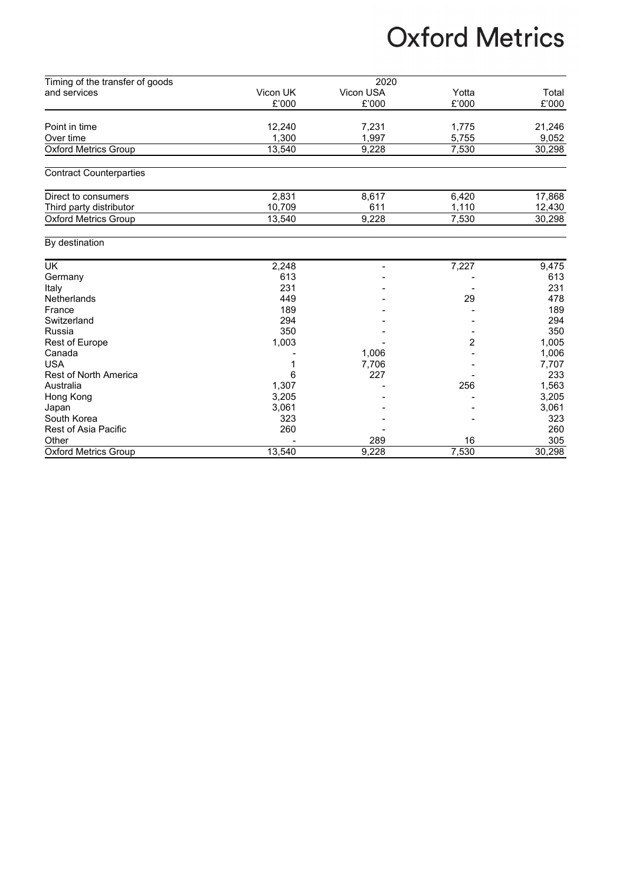| Timing of the transfer of goods and services | 2020 | | | |
|---|---|---|---|---|
| | Vicon UK £'000 | Vicon USA £'000 | Yotta £'000 | Total £'000 |
| Point in time | 12,240 | 7,231 | 1,775 | 21,246 |
| Over time | 1,300 | 1,997 | 5,755 | 9,052 |
| Oxford Metrics Group | 13,540 | 9,228 | 7,530 | 30,298 |
| **Contract Counterparties** | | | | |
| Direct to consumers | 2,831 | 8,617 | 6,420 | 17,868 |
| Third party distributor | 10,709 | 611 | 1,110 | 12,430 |
| Oxford Metrics Group | 13,540 | 9,228 | 7,530 | 30,298 |
| **By destination** | | | | |
| UK | 2,248 | - | 7,227 | 9,475 |
| Germany | 613 | - | - | 613 |
| Italy | 231 | - | - | 231 |
| Netherlands | 449 | - | 29 | 478 |
| France | 189 | - | - | 189 |
| Switzerland | 294 | - | - | 294 |
| Russia | 350 | - | - | 350 |
| Rest of Europe | 1,003 | - | 2 | 1,005 |
| Canada | - | 1,006 | - | 1,006 |
| USA | 1 | 7,706 | - | 7,707 |
| Rest of North America | 6 | 227 | - | 233 |
| Australia | 1,307 | - | 256 | 1,563 |
| Hong Kong | 3,205 | - | - | 3,205 |
| Japan | 3,061 | - | - | 3,061 |
| South Korea | 323 | - | - | 323 |
| Rest of Asia Pacific | 260 | - | | 260 |
| Other | - | 289 | 16 | 305 |
| Oxford Metrics Group | 13,540 | 9,228 | 7,530 | 30,298 |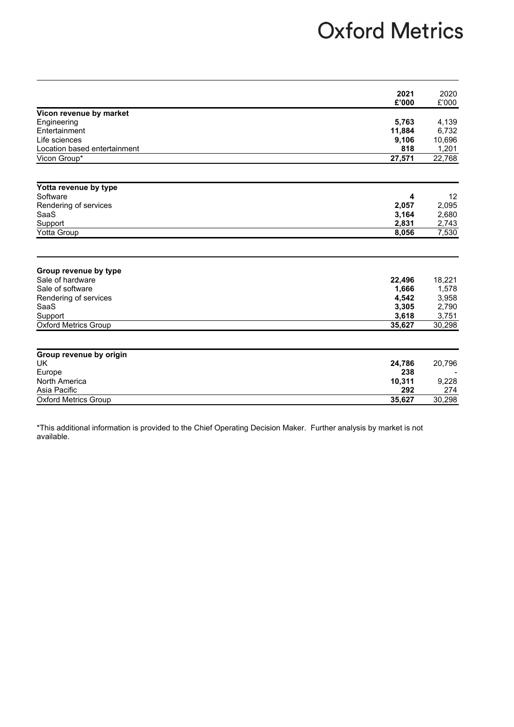| | 2021 £'000 | 2020 £'000 |
|---|---|---|
| **Vicon revenue by market** | | |
| Engineering | **5,763** | 4,139 |
| Entertainment | **11,884** | 6,732 |
| Life sciences | **9,106** | 10,696 |
| Location based entertainment | **818** | 1,201 |
| Vicon Group* | **27,571** | 22,768 |

| | 2021 £'000 | 2020 £'000 |
|---|---|---|
| **Yotta revenue by type** | | |
| Software | **4** | 12 |
| Rendering of services | **2,057** | 2,095 |
| SaaS | **3,164** | 2,680 |
| Support | **2,831** | 2,743 |
| Yotta Group | **8,056** | 7,530 |

| | 2021 £'000 | 2020 £'000 |
|---|---|---|
| **Group revenue by type** | | |
| Sale of hardware | **22,496** | 18,221 |
| Sale of software | **1,666** | 1,578 |
| Rendering of services | **4,542** | 3,958 |
| SaaS | **3,305** | 2,790 |
| Support | **3,618** | 3,751 |
| Oxford Metrics Group | **35,627** | 30,298 |

| | 2021 £'000 | 2020 £'000 |
|---|---|---|
| **Group revenue by origin** | | |
| UK | **24,786** | 20,796 |
| Europe | **238** | - |
| North America | **10,311** | 9,228 |
| Asia Pacific | **292** | 274 |
| Oxford Metrics Group | **35,627** | 30,298 |

*This additional information is provided to the Chief Operating Decision Maker. Further analysis by market is not available.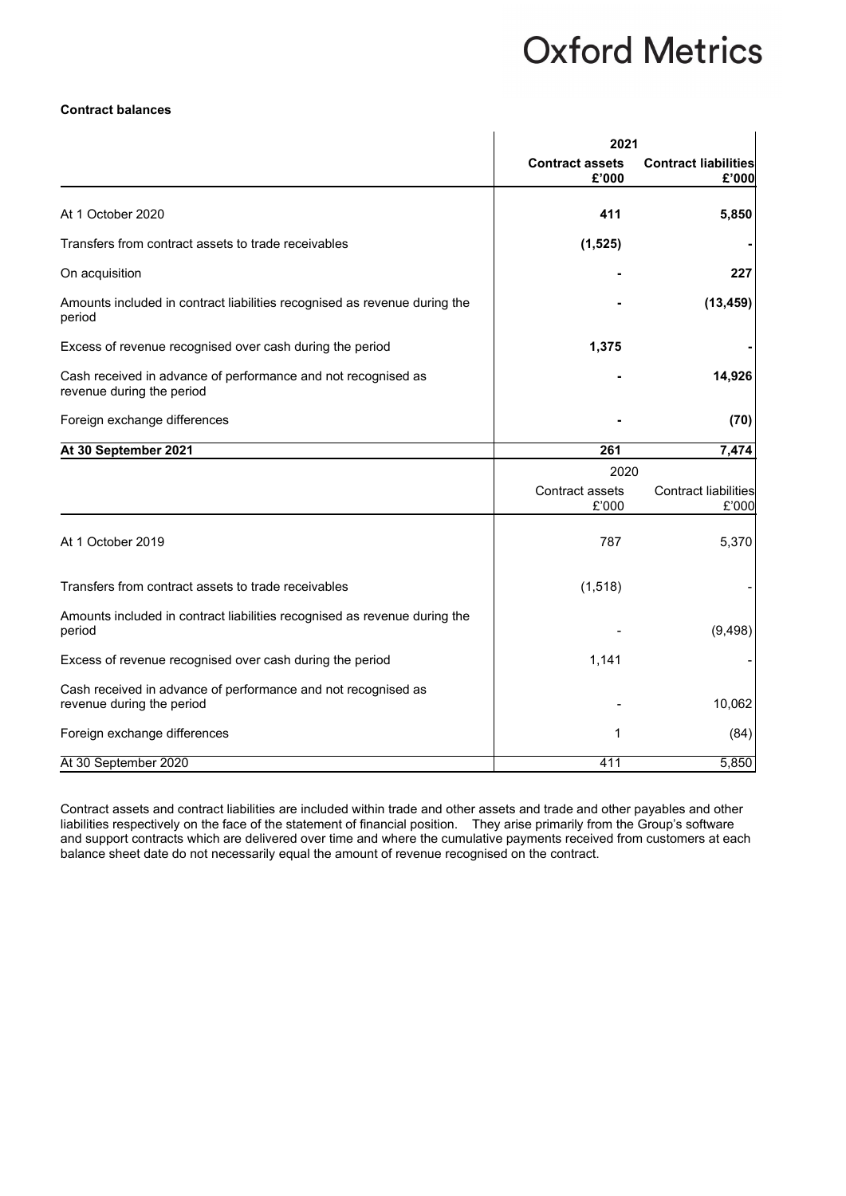**Contract balances**

| | 2021 | |
|---|---|---|
| | **Contract assets £'000** | **Contract liabilities £'000** |
| At 1 October 2020 | **411** | **5,850** |
| Transfers from contract assets to trade receivables | **(1,525)** | **-** |
| On acquisition | **-** | **227** |
| Amounts included in contract liabilities recognised as revenue during the period | **-** | **(13,459)** |
| Excess of revenue recognised over cash during the period | **1,375** | **-** |
| Cash received in advance of performance and not recognised as revenue during the period | **-** | **14,926** |
| Foreign exchange differences | **-** | **(70)** |
| **At 30 September 2021** | **261** | **7,474** |
| | 2020 | |
| | Contract assets £'000 | Contract liabilities £'000 |
| At 1 October 2019 | 787 | 5,370 |
| Transfers from contract assets to trade receivables | (1,518) | - |
| Amounts included in contract liabilities recognised as revenue during the period | - | (9,498) |
| Excess of revenue recognised over cash during the period | 1,141 | - |
| Cash received in advance of performance and not recognised as revenue during the period | - | 10,062 |
| Foreign exchange differences | 1 | (84) |
| At 30 September 2020 | 411 | 5,850 |

Contract assets and contract liabilities are included within trade and other assets and trade and other payables and other liabilities respectively on the face of the statement of financial position. They arise primarily from the Group's software and support contracts which are delivered over time and where the cumulative payments received from customers at each balance sheet date do not necessarily equal the amount of revenue recognised on the contract.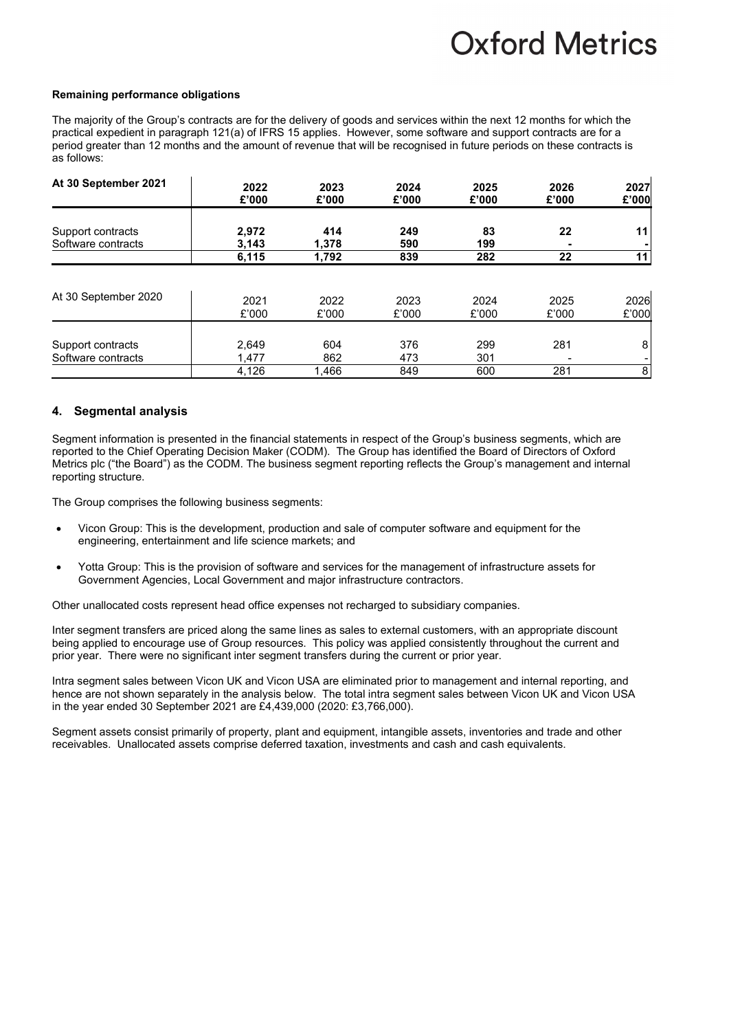**Remaining performance obligations**

The majority of the Group's contracts are for the delivery of goods and services within the next 12 months for which the practical expedient in paragraph 121(a) of IFRS 15 applies. However, some software and support contracts are for a period greater than 12 months and the amount of revenue that will be recognised in future periods on these contracts is as follows:

| **At 30 September 2021** | **2022 £'000** | **2023 £'000** | **2024 £'000** | **2025 £'000** | **2026 £'000** | **2027 £'000** |
|---|---|---|---|---|---|---|
| Support contracts | **2,972** | **414** | **249** | **83** | **22** | **11** |
| Software contracts | **3,143** | **1,378** | **590** | **199** | **-** | **-** |
| | **6,115** | **1,792** | **839** | **282** | **22** | **11** |

| At 30 September 2020 | 2021 £'000 | 2022 £'000 | 2023 £'000 | 2024 £'000 | 2025 £'000 | 2026 £'000 |
|---|---|---|---|---|---|---|
| Support contracts | 2,649 | 604 | 376 | 299 | 281 | 8 |
| Software contracts | 1,477 | 862 | 473 | 301 | - | - |
| | 4,126 | 1,466 | 849 | 600 | 281 | 8 |

## 4. Segmental analysis

Segment information is presented in the financial statements in respect of the Group's business segments, which are reported to the Chief Operating Decision Maker (CODM). The Group has identified the Board of Directors of Oxford Metrics plc ("the Board") as the CODM. The business segment reporting reflects the Group's management and internal reporting structure.

The Group comprises the following business segments:

- Vicon Group: This is the development, production and sale of computer software and equipment for the engineering, entertainment and life science markets; and
- Yotta Group: This is the provision of software and services for the management of infrastructure assets for Government Agencies, Local Government and major infrastructure contractors.

Other unallocated costs represent head office expenses not recharged to subsidiary companies.

Inter segment transfers are priced along the same lines as sales to external customers, with an appropriate discount being applied to encourage use of Group resources. This policy was applied consistently throughout the current and prior year. There were no significant inter segment transfers during the current or prior year.

Intra segment sales between Vicon UK and Vicon USA are eliminated prior to management and internal reporting, and hence are not shown separately in the analysis below. The total intra segment sales between Vicon UK and Vicon USA in the year ended 30 September 2021 are £4,439,000 (2020: £3,766,000).

Segment assets consist primarily of property, plant and equipment, intangible assets, inventories and trade and other receivables. Unallocated assets comprise deferred taxation, investments and cash and cash equivalents.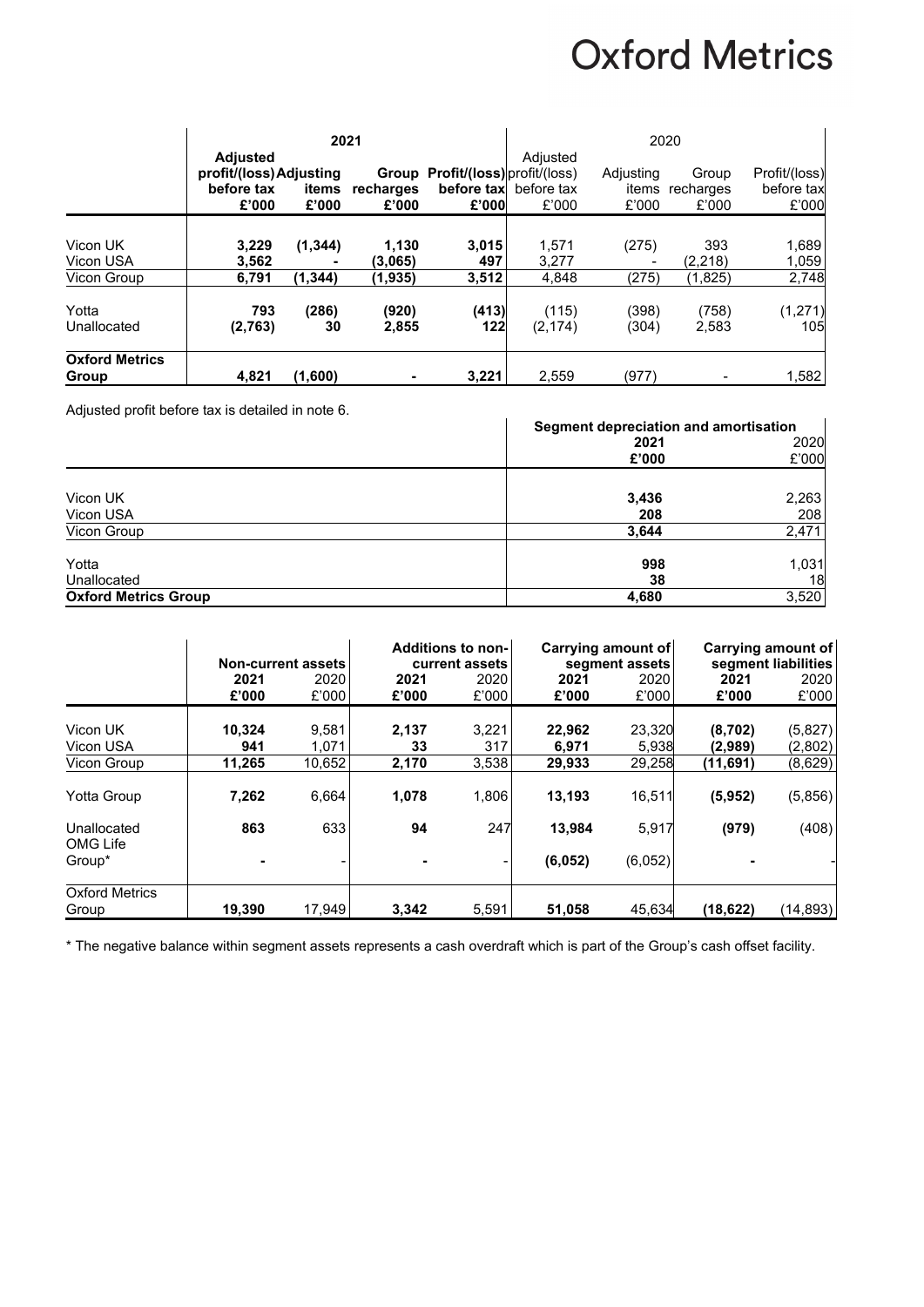| | 2021 | | | | 2020 | | | |
|---|---|---|---|---|---|---|---|---|
| | **Adjusted profit/(loss) before tax £'000** | **Adjusting items £'000** | **Group recharges £'000** | **Profit/(loss) before tax £'000** | Adjusted profit/(loss) before tax £'000 | Adjusting items £'000 | Group recharges £'000 | Profit/(loss) before tax £'000 |
| Vicon UK | **3,229** | **(1,344)** | **1,130** | **3,015** | 1,571 | (275) | 393 | 1,689 |
| Vicon USA | **3,562** | **-** | **(3,065)** | **497** | 3,277 | - | (2,218) | 1,059 |
| Vicon Group | **6,791** | **(1,344)** | **(1,935)** | **3,512** | 4,848 | (275) | (1,825) | 2,748 |
| Yotta | **793** | **(286)** | **(920)** | **(413)** | (115) | (398) | (758) | (1,271) |
| Unallocated | **(2,763)** | **30** | **2,855** | **122** | (2,174) | (304) | 2,583 | 105 |
| **Oxford Metrics Group** | **4,821** | **(1,600)** | **-** | **3,221** | 2,559 | (977) | - | 1,582 |

Adjusted profit before tax is detailed in note 6.

| | **Segment depreciation and amortisation** | |
|---|---|---|
| | **2021 £'000** | 2020 £'000 |
| Vicon UK | **3,436** | 2,263 |
| Vicon USA | **208** | 208 |
| Vicon Group | **3,644** | 2,471 |
| Yotta | **998** | 1,031 |
| Unallocated | **38** | 18 |
| **Oxford Metrics Group** | **4,680** | 3,520 |

| | **Non-current assets** | | **Additions to non-current assets** | | **Carrying amount of segment assets** | | **Carrying amount of segment liabilities** | |
|---|---|---|---|---|---|---|---|---|
| | **2021 £'000** | 2020 £'000 | **2021 £'000** | 2020 £'000 | **2021 £'000** | 2020 £'000 | **2021 £'000** | 2020 £'000 |
| Vicon UK | **10,324** | 9,581 | **2,137** | 3,221 | **22,962** | 23,320 | **(8,702)** | (5,827) |
| Vicon USA | **941** | 1,071 | **33** | 317 | **6,971** | 5,938 | **(2,989)** | (2,802) |
| Vicon Group | **11,265** | 10,652 | **2,170** | 3,538 | **29,933** | 29,258 | **(11,691)** | (8,629) |
| Yotta Group | **7,262** | 6,664 | **1,078** | 1,806 | **13,193** | 16,511 | **(5,952)** | (5,856) |
| Unallocated | **863** | 633 | **94** | 247 | **13,984** | 5,917 | **(979)** | (408) |
| OMG Life Group* | **-** | - | **-** | - | **(6,052)** | (6,052) | **-** | - |
| Oxford Metrics Group | **19,390** | 17,949 | **3,342** | 5,591 | **51,058** | 45,634 | **(18,622)** | (14,893) |

\* The negative balance within segment assets represents a cash overdraft which is part of the Group's cash offset facility.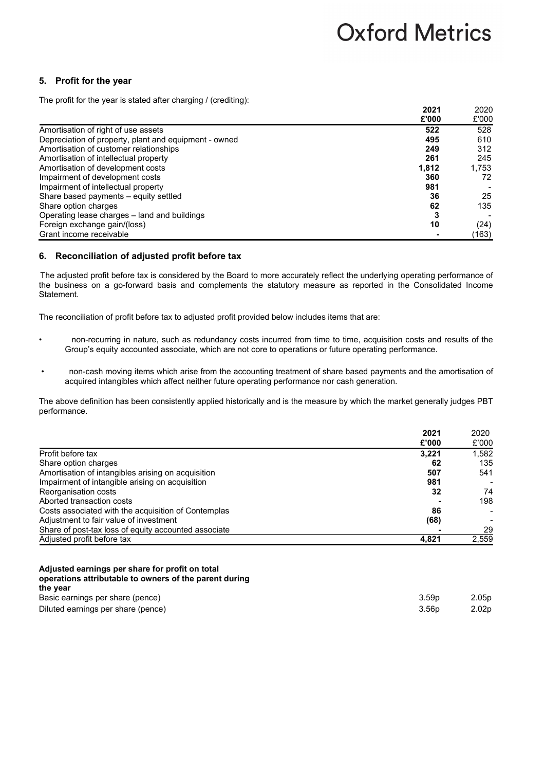## 5. Profit for the year

The profit for the year is stated after charging / (crediting):

| | 2021<br>£'000 | 2020<br>£'000 |
|---|---|---|
| Amortisation of right of use assets | **522** | 528 |
| Depreciation of property, plant and equipment - owned | **495** | 610 |
| Amortisation of customer relationships | **249** | 312 |
| Amortisation of intellectual property | **261** | 245 |
| Amortisation of development costs | **1,812** | 1,753 |
| Impairment of development costs | **360** | 72 |
| Impairment of intellectual property | **981** | - |
| Share based payments – equity settled | **36** | 25 |
| Share option charges | **62** | 135 |
| Operating lease charges – land and buildings | **3** | - |
| Foreign exchange gain/(loss) | **10** | (24) |
| Grant income receivable | **-** | (163) |

## 6. Reconciliation of adjusted profit before tax

The adjusted profit before tax is considered by the Board to more accurately reflect the underlying operating performance of the business on a go-forward basis and complements the statutory measure as reported in the Consolidated Income Statement.

The reconciliation of profit before tax to adjusted profit provided below includes items that are:

- non-recurring in nature, such as redundancy costs incurred from time to time, acquisition costs and results of the Group's equity accounted associate, which are not core to operations or future operating performance.
- non-cash moving items which arise from the accounting treatment of share based payments and the amortisation of acquired intangibles which affect neither future operating performance nor cash generation.

The above definition has been consistently applied historically and is the measure by which the market generally judges PBT performance.

| | 2021<br>£'000 | 2020<br>£'000 |
|---|---|---|
| Profit before tax | **3,221** | 1,582 |
| Share option charges | **62** | 135 |
| Amortisation of intangibles arising on acquisition | **507** | 541 |
| Impairment of intangible arising on acquisition | **981** | - |
| Reorganisation costs | **32** | 74 |
| Aborted transaction costs | **-** | 198 |
| Costs associated with the acquisition of Contemplas | **86** | - |
| Adjustment to fair value of investment | **(68)** | - |
| Share of post-tax loss of equity accounted associate | **-** | 29 |
| Adjusted profit before tax | **4,821** | 2,559 |

| **Adjusted earnings per share for profit on total operations attributable to owners of the parent during the year** | | |
|---|---|---|
| Basic earnings per share (pence) | 3.59p | 2.05p |
| Diluted earnings per share (pence) | 3.56p | 2.02p |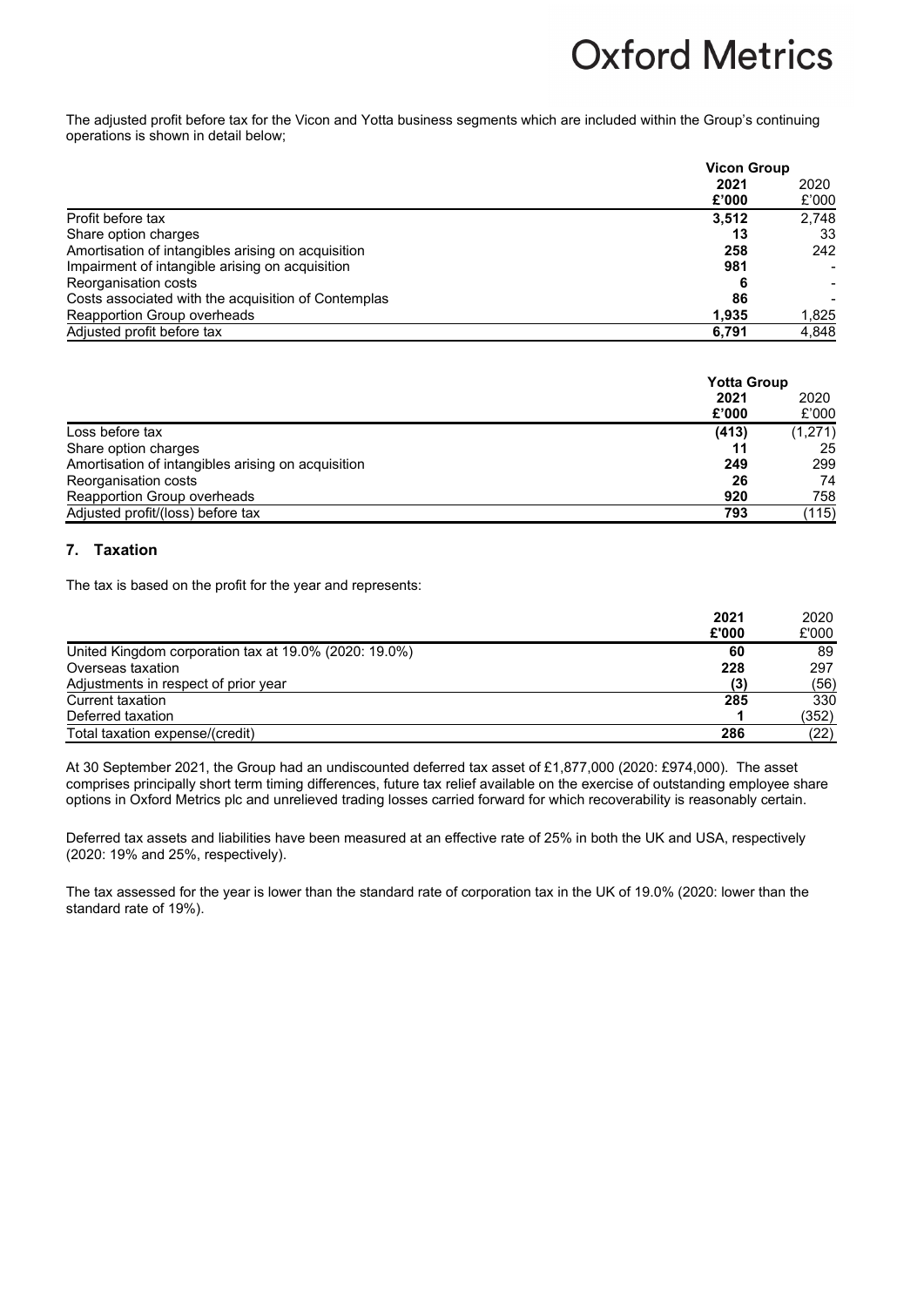The adjusted profit before tax for the Vicon and Yotta business segments which are included within the Group's continuing operations is shown in detail below;

| | Vicon Group | |
|---|---|---|
| | **2021** | 2020 |
| | **£'000** | £'000 |
| Profit before tax | **3,512** | 2,748 |
| Share option charges | **13** | 33 |
| Amortisation of intangibles arising on acquisition | **258** | 242 |
| Impairment of intangible arising on acquisition | **981** | - |
| Reorganisation costs | **6** | - |
| Costs associated with the acquisition of Contemplas | **86** | - |
| Reapportion Group overheads | **1,935** | 1,825 |
| Adjusted profit before tax | **6,791** | 4,848 |

| | Yotta Group | |
|---|---|---|
| | **2021** | 2020 |
| | **£'000** | £'000 |
| Loss before tax | **(413)** | (1,271) |
| Share option charges | **11** | 25 |
| Amortisation of intangibles arising on acquisition | **249** | 299 |
| Reorganisation costs | **26** | 74 |
| Reapportion Group overheads | **920** | 758 |
| Adjusted profit/(loss) before tax | **793** | (115) |

## 7. Taxation

The tax is based on the profit for the year and represents:

| | **2021** | 2020 |
|---|---|---|
| | **£'000** | £'000 |
| United Kingdom corporation tax at 19.0% (2020: 19.0%) | **60** | 89 |
| Overseas taxation | **228** | 297 |
| Adjustments in respect of prior year | **(3)** | (56) |
| Current taxation | **285** | 330 |
| Deferred taxation | **1** | (352) |
| Total taxation expense/(credit) | **286** | (22) |

At 30 September 2021, the Group had an undiscounted deferred tax asset of £1,877,000 (2020: £974,000). The asset comprises principally short term timing differences, future tax relief available on the exercise of outstanding employee share options in Oxford Metrics plc and unrelieved trading losses carried forward for which recoverability is reasonably certain.

Deferred tax assets and liabilities have been measured at an effective rate of 25% in both the UK and USA, respectively (2020: 19% and 25%, respectively).

The tax assessed for the year is lower than the standard rate of corporation tax in the UK of 19.0% (2020: lower than the standard rate of 19%).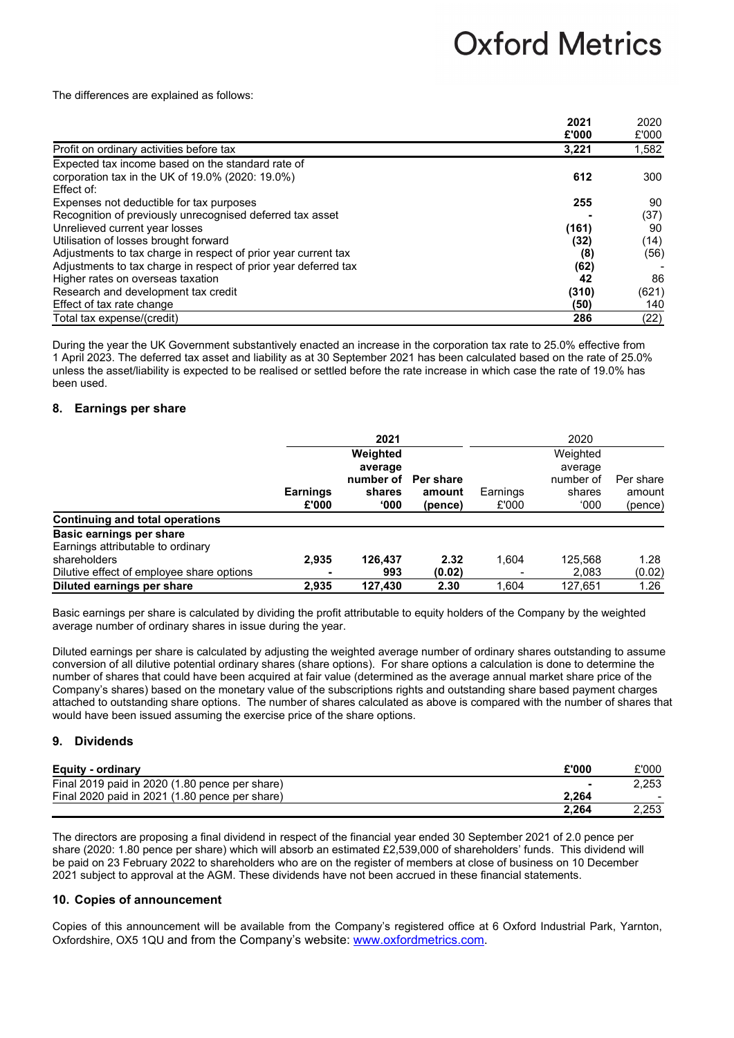The differences are explained as follows:

| | 2021 £'000 | 2020 £'000 |
|---|---|---|
| Profit on ordinary activities before tax | **3,221** | 1,582 |
| Expected tax income based on the standard rate of corporation tax in the UK of 19.0% (2020: 19.0%) | **612** | 300 |
| Effect of: | | |
| Expenses not deductible for tax purposes | **255** | 90 |
| Recognition of previously unrecognised deferred tax asset | **-** | (37) |
| Unrelieved current year losses | **(161)** | 90 |
| Utilisation of losses brought forward | **(32)** | (14) |
| Adjustments to tax charge in respect of prior year current tax | **(8)** | (56) |
| Adjustments to tax charge in respect of prior year deferred tax | **(62)** | - |
| Higher rates on overseas taxation | **42** | 86 |
| Research and development tax credit | **(310)** | (621) |
| Effect of tax rate change | **(50)** | 140 |
| Total tax expense/(credit) | **286** | (22) |

During the year the UK Government substantively enacted an increase in the corporation tax rate to 25.0% effective from 1 April 2023. The deferred tax asset and liability as at 30 September 2021 has been calculated based on the rate of 25.0% unless the asset/liability is expected to be realised or settled before the rate increase in which case the rate of 19.0% has been used.

## 8. Earnings per share

| | 2021 | | | 2020 | | |
|---|---|---|---|---|---|---|
| | **Earnings £'000** | **Weighted average number of shares '000** | **Per share amount (pence)** | Earnings £'000 | Weighted average number of shares '000 | Per share amount (pence) |
| **Continuing and total operations** | | | | | | |
| **Basic earnings per share** | | | | | | |
| Earnings attributable to ordinary shareholders | **2,935** | **126,437** | **2.32** | 1,604 | 125,568 | 1.28 |
| Dilutive effect of employee share options | **-** | **993** | **(0.02)** | - | 2,083 | (0.02) |
| **Diluted earnings per share** | **2,935** | **127,430** | **2.30** | 1,604 | 127,651 | 1.26 |

Basic earnings per share is calculated by dividing the profit attributable to equity holders of the Company by the weighted average number of ordinary shares in issue during the year.

Diluted earnings per share is calculated by adjusting the weighted average number of ordinary shares outstanding to assume conversion of all dilutive potential ordinary shares (share options). For share options a calculation is done to determine the number of shares that could have been acquired at fair value (determined as the average annual market share price of the Company's shares) based on the monetary value of the subscriptions rights and outstanding share based payment charges attached to outstanding share options. The number of shares calculated as above is compared with the number of shares that would have been issued assuming the exercise price of the share options.

## 9. Dividends

| **Equity - ordinary** | **£'000** | £'000 |
|---|---|---|
| Final 2019 paid in 2020 (1.80 pence per share) | **-** | 2,253 |
| Final 2020 paid in 2021 (1.80 pence per share) | **2,264** | - |
| | **2,264** | 2,253 |

The directors are proposing a final dividend in respect of the financial year ended 30 September 2021 of 2.0 pence per share (2020: 1.80 pence per share) which will absorb an estimated £2,539,000 of shareholders' funds. This dividend will be paid on 23 February 2022 to shareholders who are on the register of members at close of business on 10 December 2021 subject to approval at the AGM. These dividends have not been accrued in these financial statements.

## 10. Copies of announcement

Copies of this announcement will be available from the Company's registered office at 6 Oxford Industrial Park, Yarnton, Oxfordshire, OX5 1QU and from the Company's website: www.oxfordmetrics.com.